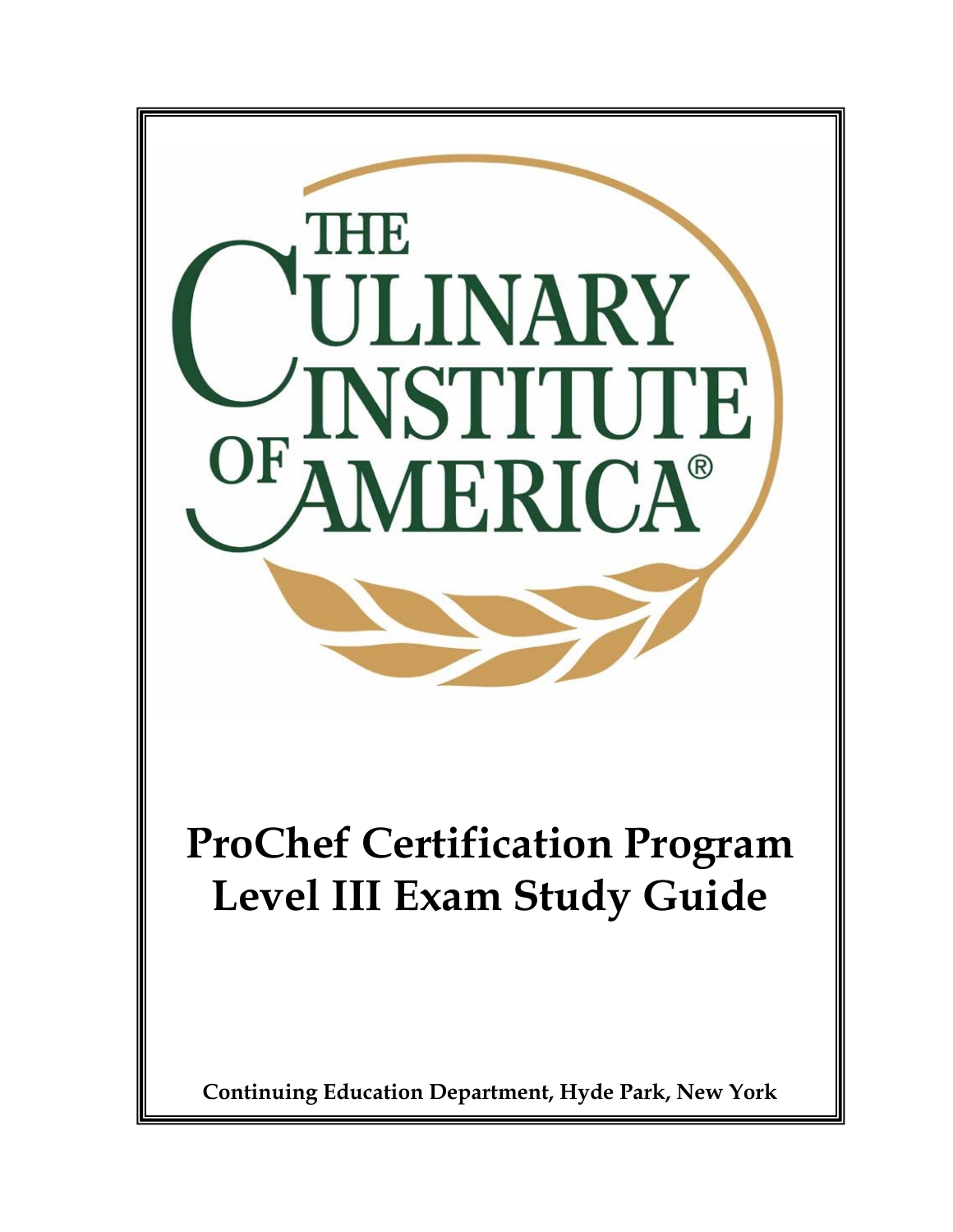THE CULINARY INSTITUTE OF AMERICA®

# ProChef Certification Program
# Level III Exam Study Guide

**Continuing Education Department, Hyde Park, New York**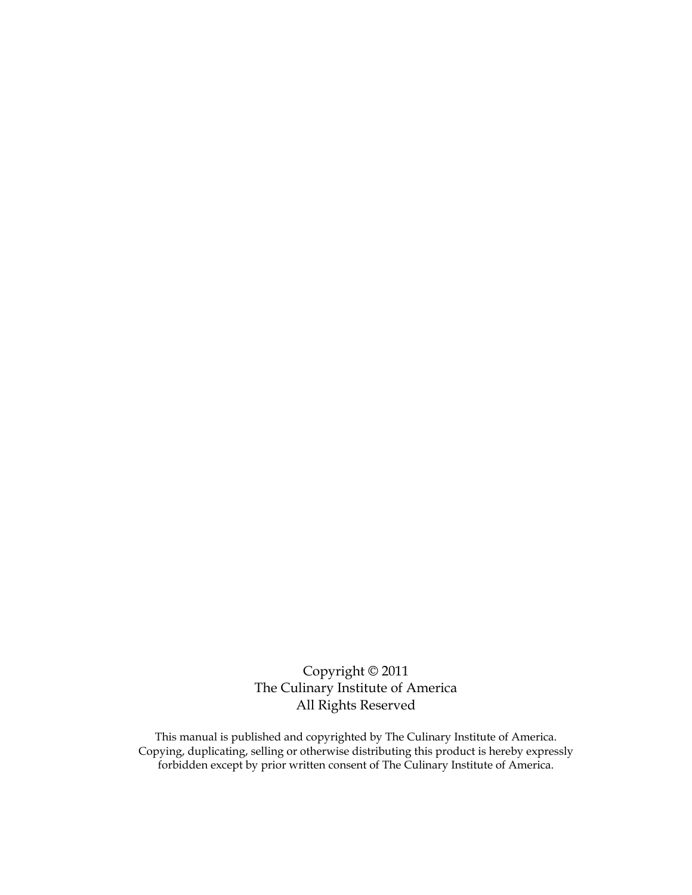Copyright © 2011
The Culinary Institute of America
All Rights Reserved

This manual is published and copyrighted by The Culinary Institute of America. Copying, duplicating, selling or otherwise distributing this product is hereby expressly forbidden except by prior written consent of The Culinary Institute of America.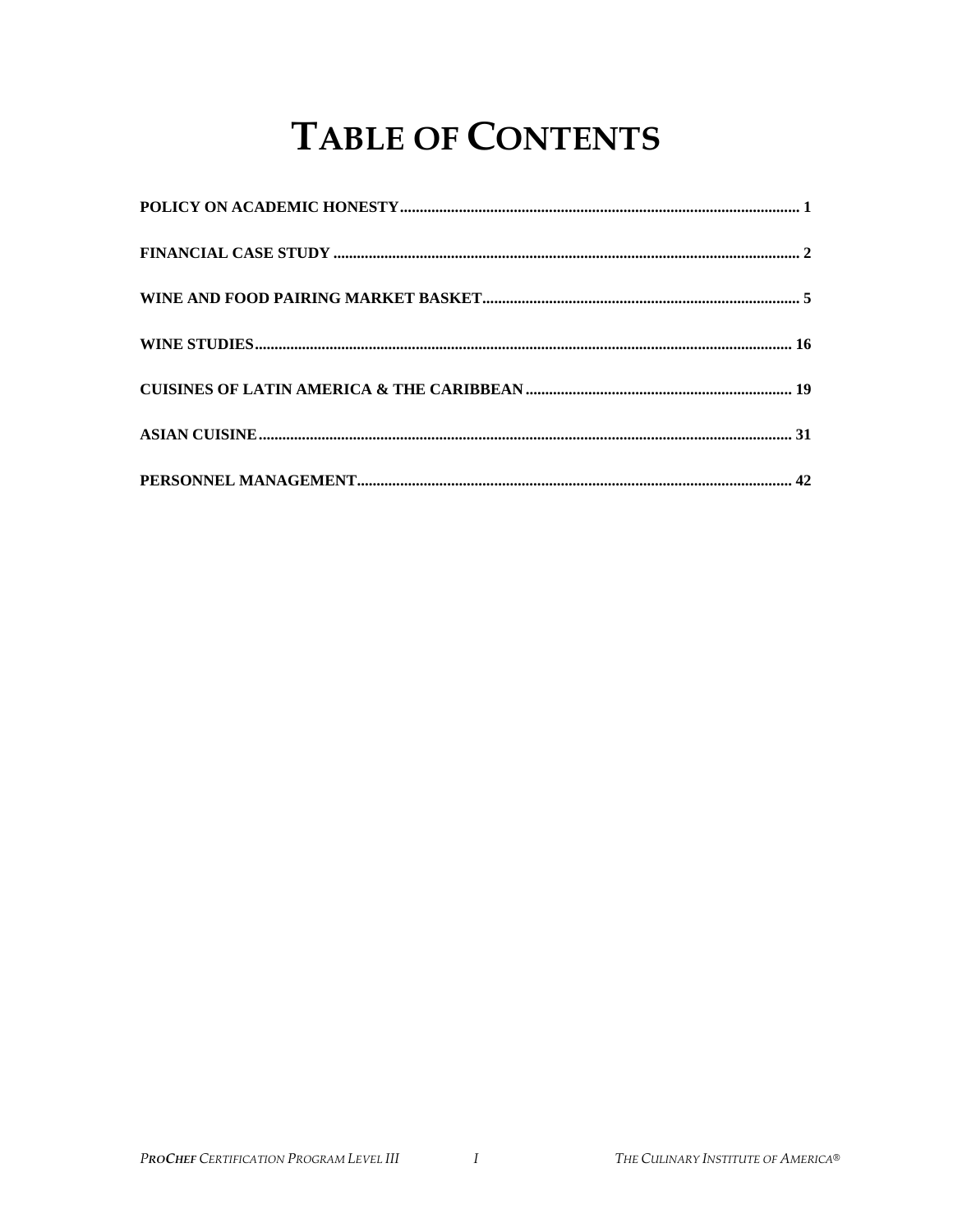# TABLE OF CONTENTS

**POLICY ON ACADEMIC HONESTY** ........................................................ 1

**FINANCIAL CASE STUDY** ........................................................ 2

**WINE AND FOOD PAIRING MARKET BASKET** ........................................................ 5

**WINE STUDIES** ........................................................ 16

**CUISINES OF LATIN AMERICA & THE CARIBBEAN** ........................................................ 19

**ASIAN CUISINE** ........................................................ 31

**PERSONNEL MANAGEMENT** ........................................................ 42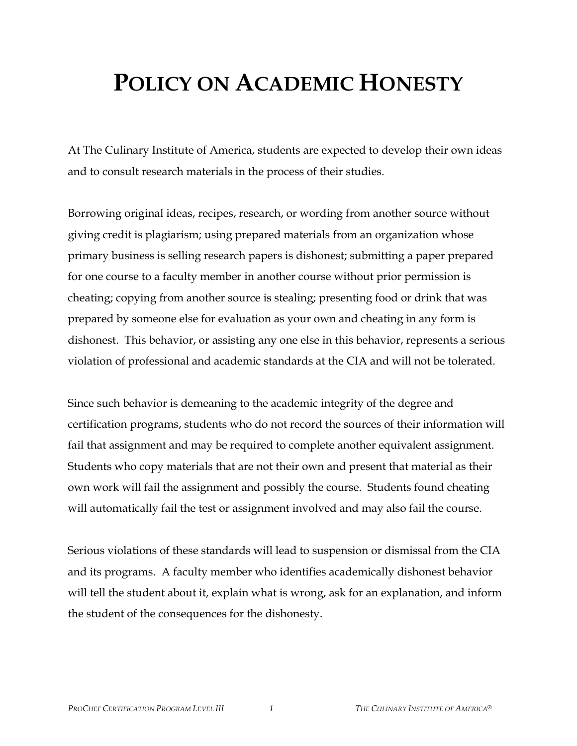# POLICY ON ACADEMIC HONESTY

At The Culinary Institute of America, students are expected to develop their own ideas and to consult research materials in the process of their studies.

Borrowing original ideas, recipes, research, or wording from another source without giving credit is plagiarism; using prepared materials from an organization whose primary business is selling research papers is dishonest; submitting a paper prepared for one course to a faculty member in another course without prior permission is cheating; copying from another source is stealing; presenting food or drink that was prepared by someone else for evaluation as your own and cheating in any form is dishonest. This behavior, or assisting any one else in this behavior, represents a serious violation of professional and academic standards at the CIA and will not be tolerated.

Since such behavior is demeaning to the academic integrity of the degree and certification programs, students who do not record the sources of their information will fail that assignment and may be required to complete another equivalent assignment. Students who copy materials that are not their own and present that material as their own work will fail the assignment and possibly the course. Students found cheating will automatically fail the test or assignment involved and may also fail the course.

Serious violations of these standards will lead to suspension or dismissal from the CIA and its programs. A faculty member who identifies academically dishonest behavior will tell the student about it, explain what is wrong, ask for an explanation, and inform the student of the consequences for the dishonesty.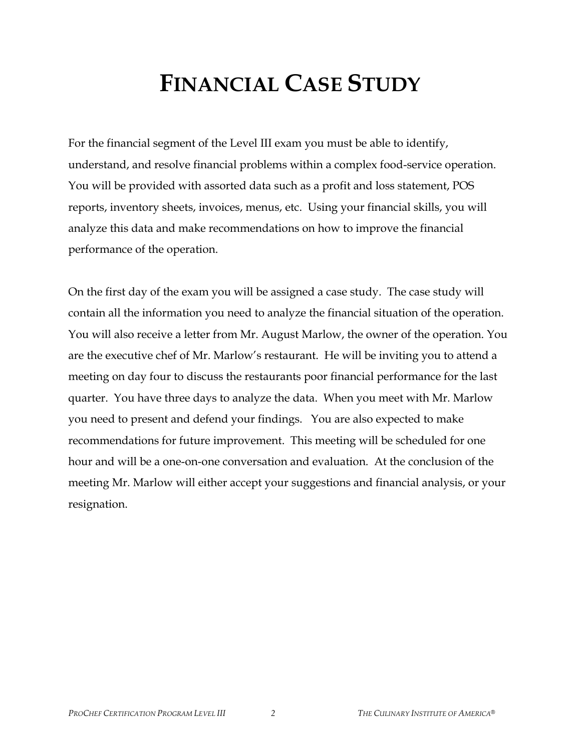# FINANCIAL CASE STUDY

For the financial segment of the Level III exam you must be able to identify, understand, and resolve financial problems within a complex food-service operation. You will be provided with assorted data such as a profit and loss statement, POS reports, inventory sheets, invoices, menus, etc. Using your financial skills, you will analyze this data and make recommendations on how to improve the financial performance of the operation.

On the first day of the exam you will be assigned a case study. The case study will contain all the information you need to analyze the financial situation of the operation. You will also receive a letter from Mr. August Marlow, the owner of the operation. You are the executive chef of Mr. Marlow's restaurant. He will be inviting you to attend a meeting on day four to discuss the restaurants poor financial performance for the last quarter. You have three days to analyze the data. When you meet with Mr. Marlow you need to present and defend your findings. You are also expected to make recommendations for future improvement. This meeting will be scheduled for one hour and will be a one-on-one conversation and evaluation. At the conclusion of the meeting Mr. Marlow will either accept your suggestions and financial analysis, or your resignation.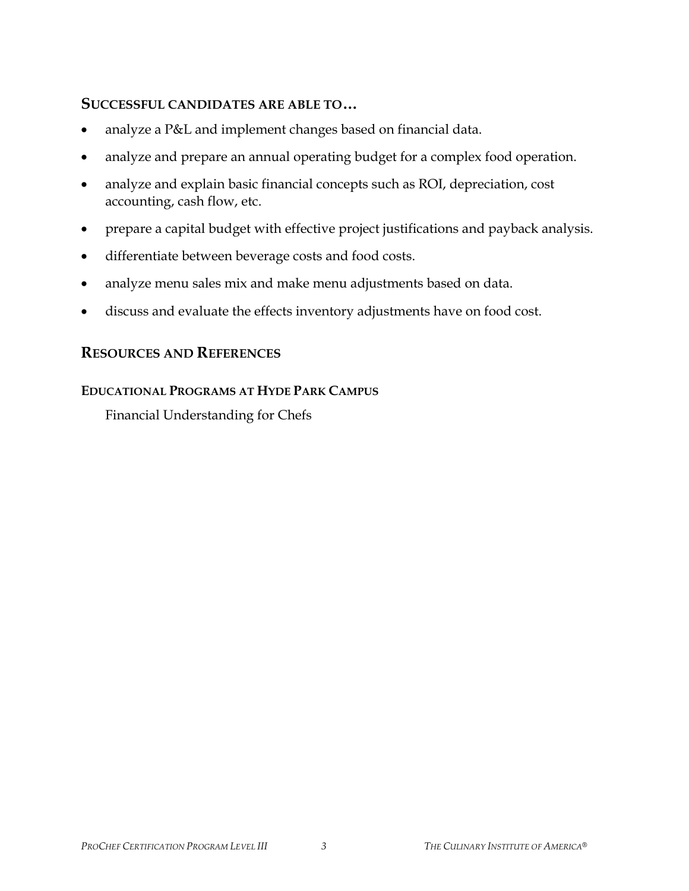### Successful candidates are able to…

- analyze a P&L and implement changes based on financial data.
- analyze and prepare an annual operating budget for a complex food operation.
- analyze and explain basic financial concepts such as ROI, depreciation, cost accounting, cash flow, etc.
- prepare a capital budget with effective project justifications and payback analysis.
- differentiate between beverage costs and food costs.
- analyze menu sales mix and make menu adjustments based on data.
- discuss and evaluate the effects inventory adjustments have on food cost.

## Resources and References

### Educational Programs at Hyde Park Campus

Financial Understanding for Chefs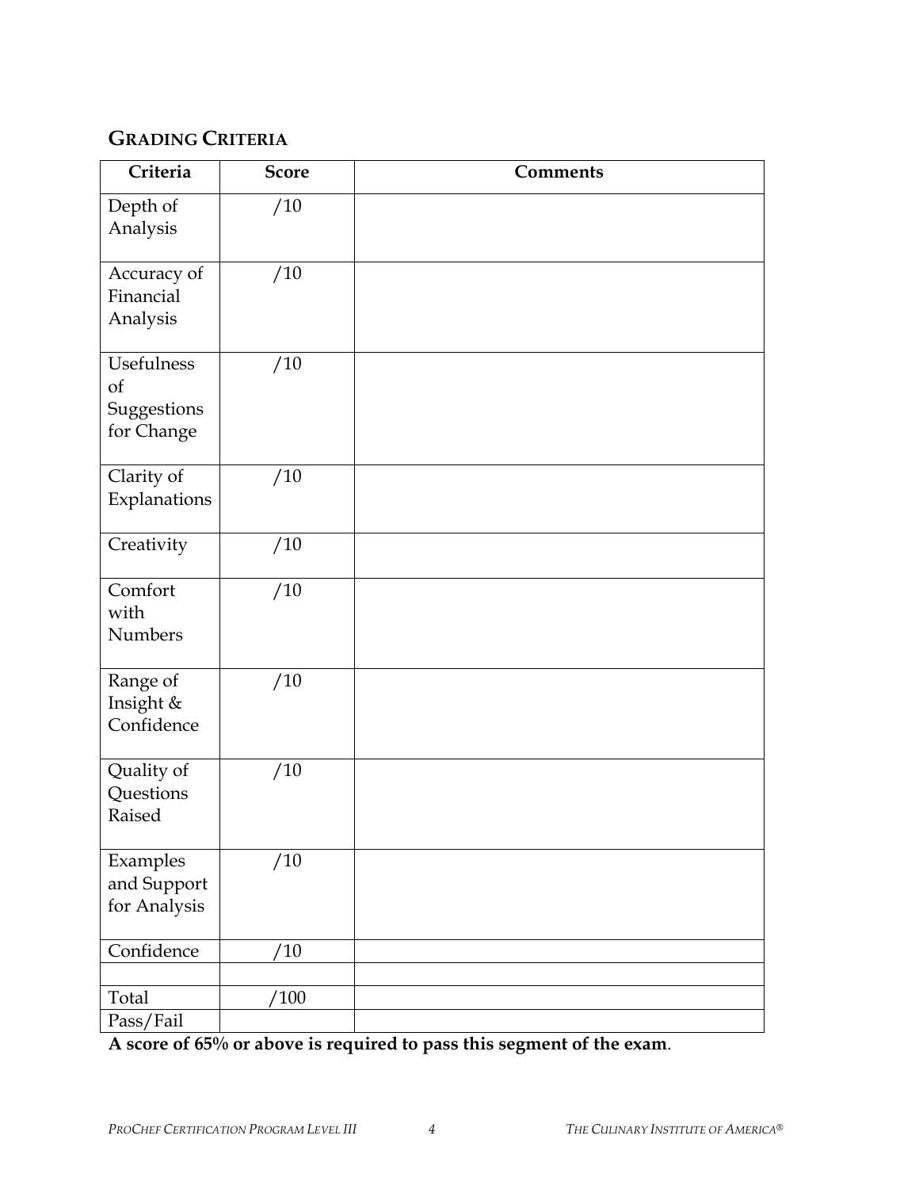## GRADING CRITERIA

| Criteria | Score | Comments |
|---|---|---|
| Depth of Analysis | /10 | |
| Accuracy of Financial Analysis | /10 | |
| Usefulness of Suggestions for Change | /10 | |
| Clarity of Explanations | /10 | |
| Creativity | /10 | |
| Comfort with Numbers | /10 | |
| Range of Insight & Confidence | /10 | |
| Quality of Questions Raised | /10 | |
| Examples and Support for Analysis | /10 | |
| Confidence | /10 | |
| | | |
| Total | /100 | |
| Pass/Fail | | |

**A score of 65% or above is required to pass this segment of the exam**.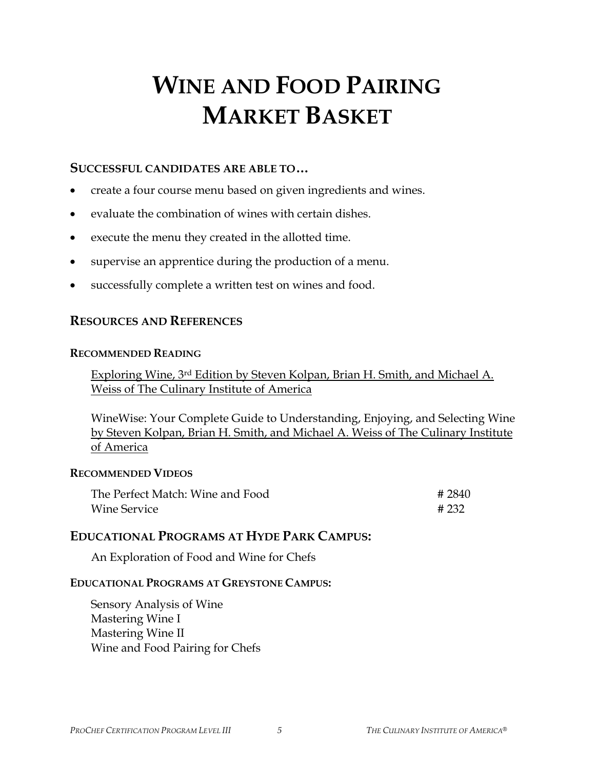# WINE AND FOOD PAIRING MARKET BASKET

### SUCCESSFUL CANDIDATES ARE ABLE TO…

- create a four course menu based on given ingredients and wines.
- evaluate the combination of wines with certain dishes.
- execute the menu they created in the allotted time.
- supervise an apprentice during the production of a menu.
- successfully complete a written test on wines and food.

## RESOURCES AND REFERENCES

#### RECOMMENDED READING

Exploring Wine, 3rd Edition by Steven Kolpan, Brian H. Smith, and Michael A. Weiss of The Culinary Institute of America

WineWise: Your Complete Guide to Understanding, Enjoying, and Selecting Wine by Steven Kolpan, Brian H. Smith, and Michael A. Weiss of The Culinary Institute of America

#### RECOMMENDED VIDEOS

| | |
|---|---|
| The Perfect Match: Wine and Food | # 2840 |
| Wine Service | # 232 |

## EDUCATIONAL PROGRAMS AT HYDE PARK CAMPUS:

An Exploration of Food and Wine for Chefs

#### EDUCATIONAL PROGRAMS AT GREYSTONE CAMPUS:

Sensory Analysis of Wine
Mastering Wine I
Mastering Wine II
Wine and Food Pairing for Chefs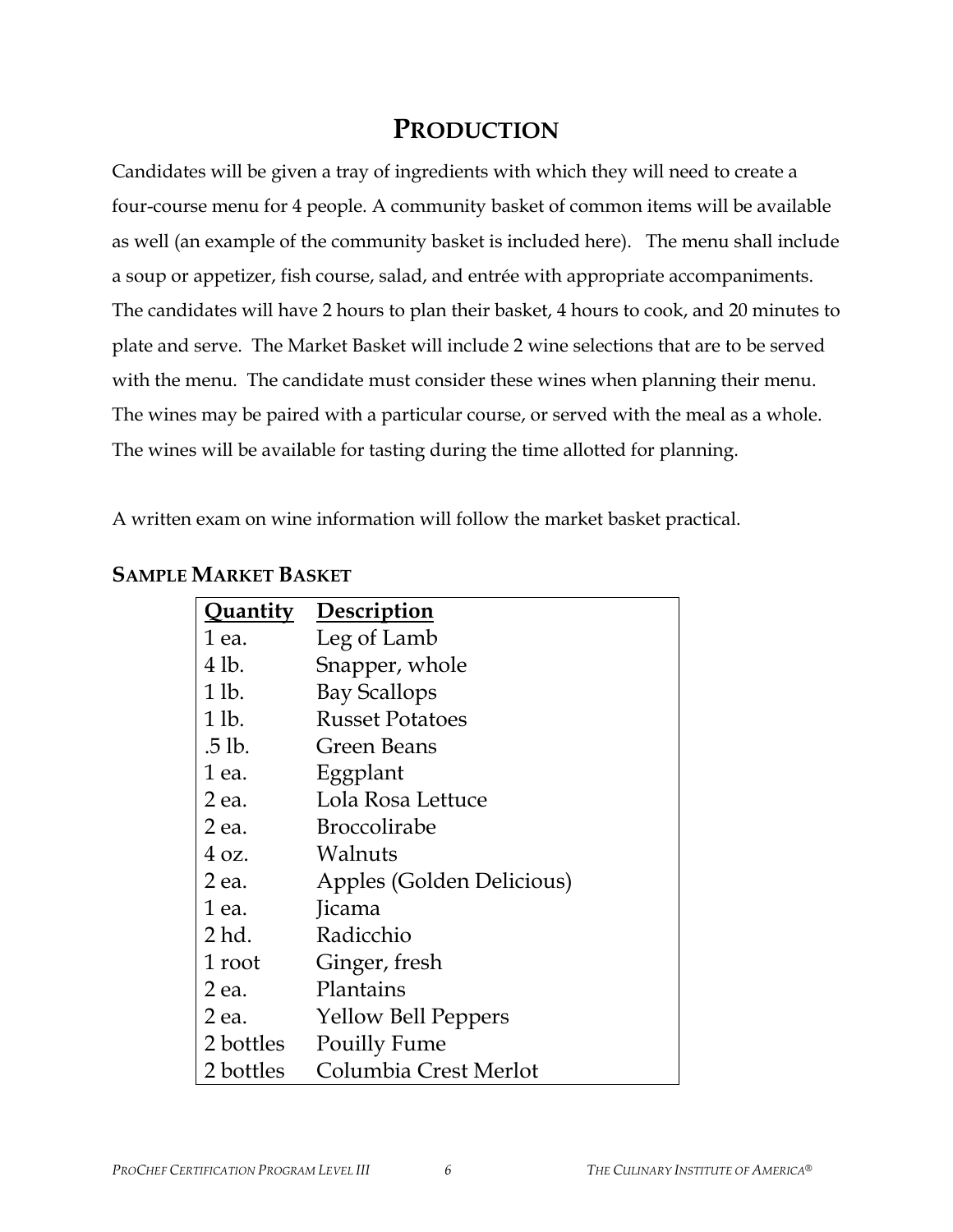# PRODUCTION

Candidates will be given a tray of ingredients with which they will need to create a four-course menu for 4 people. A community basket of common items will be available as well (an example of the community basket is included here). The menu shall include a soup or appetizer, fish course, salad, and entrée with appropriate accompaniments. The candidates will have 2 hours to plan their basket, 4 hours to cook, and 20 minutes to plate and serve. The Market Basket will include 2 wine selections that are to be served with the menu. The candidate must consider these wines when planning their menu. The wines may be paired with a particular course, or served with the meal as a whole. The wines will be available for tasting during the time allotted for planning.

A written exam on wine information will follow the market basket practical.

## SAMPLE MARKET BASKET

| Quantity | Description |
| --- | --- |
| 1 ea. | Leg of Lamb |
| 4 lb. | Snapper, whole |
| 1 lb. | Bay Scallops |
| 1 lb. | Russet Potatoes |
| .5 lb. | Green Beans |
| 1 ea. | Eggplant |
| 2 ea. | Lola Rosa Lettuce |
| 2 ea. | Broccolirabe |
| 4 oz. | Walnuts |
| 2 ea. | Apples (Golden Delicious) |
| 1 ea. | Jicama |
| 2 hd. | Radicchio |
| 1 root | Ginger, fresh |
| 2 ea. | Plantains |
| 2 ea. | Yellow Bell Peppers |
| 2 bottles | Pouilly Fume |
| 2 bottles | Columbia Crest Merlot |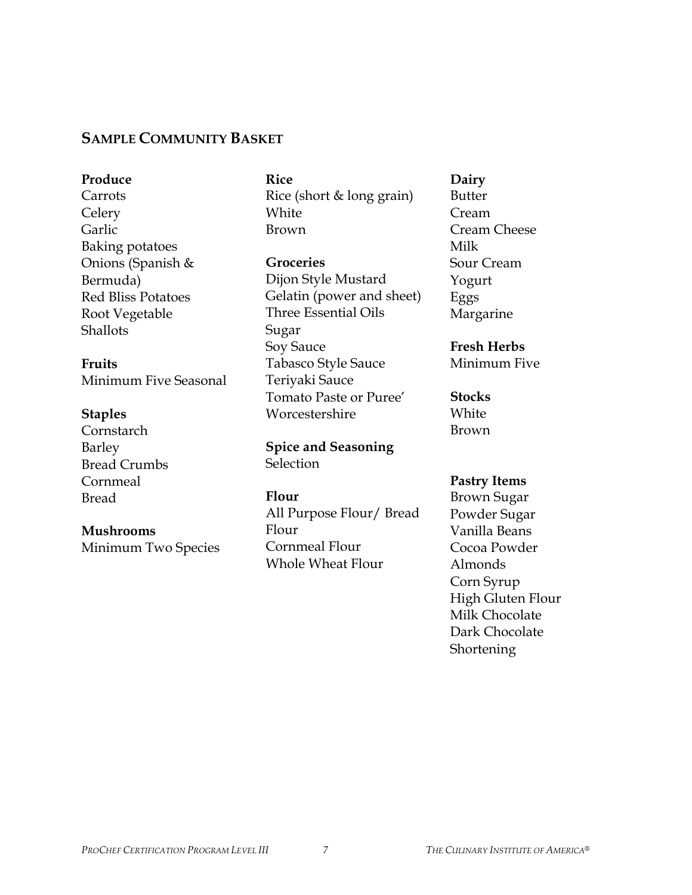## Sample Community Basket

**Produce**
Carrots
Celery
Garlic
Baking potatoes
Onions (Spanish & Bermuda)
Red Bliss Potatoes
Root Vegetable
Shallots

**Fruits**
Minimum Five Seasonal

**Staples**
Cornstarch
Barley
Bread Crumbs
Cornmeal
Bread

**Mushrooms**
Minimum Two Species

**Rice**
Rice (short & long grain)
White
Brown

**Groceries**
Dijon Style Mustard
Gelatin (power and sheet)
Three Essential Oils
Sugar
Soy Sauce
Tabasco Style Sauce
Teriyaki Sauce
Tomato Paste or Puree'
Worcestershire

**Spice and Seasoning**
Selection

**Flour**
All Purpose Flour/ Bread Flour
Cornmeal Flour
Whole Wheat Flour

**Dairy**
Butter
Cream
Cream Cheese
Milk
Sour Cream
Yogurt
Eggs
Margarine

**Fresh Herbs**
Minimum Five

**Stocks**
White
Brown

**Pastry Items**
Brown Sugar
Powder Sugar
Vanilla Beans
Cocoa Powder
Almonds
Corn Syrup
High Gluten Flour
Milk Chocolate
Dark Chocolate
Shortening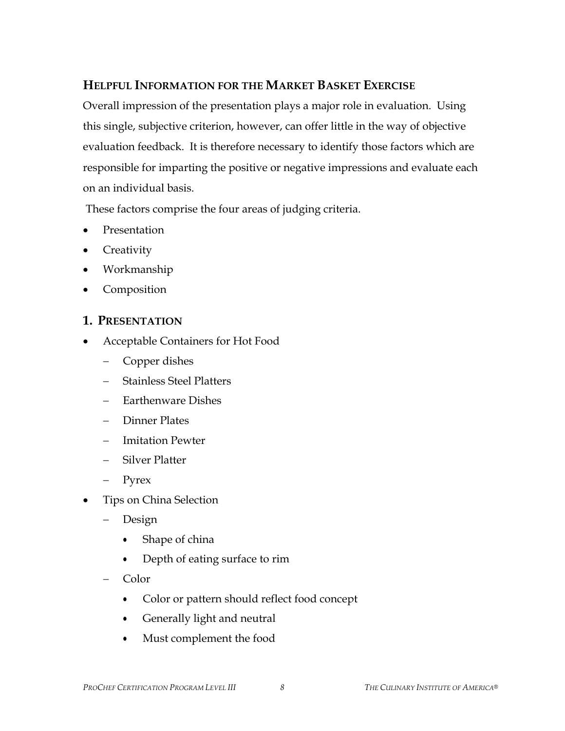## Helpful Information for the Market Basket Exercise

Overall impression of the presentation plays a major role in evaluation. Using this single, subjective criterion, however, can offer little in the way of objective evaluation feedback. It is therefore necessary to identify those factors which are responsible for imparting the positive or negative impressions and evaluate each on an individual basis.

These factors comprise the four areas of judging criteria.

- Presentation
- Creativity
- Workmanship
- Composition

### 1. Presentation

- Acceptable Containers for Hot Food
  - Copper dishes
  - Stainless Steel Platters
  - Earthenware Dishes
  - Dinner Plates
  - Imitation Pewter
  - Silver Platter
  - Pyrex
- Tips on China Selection
  - Design
    - Shape of china
    - Depth of eating surface to rim
  - Color
    - Color or pattern should reflect food concept
    - Generally light and neutral
    - Must complement the food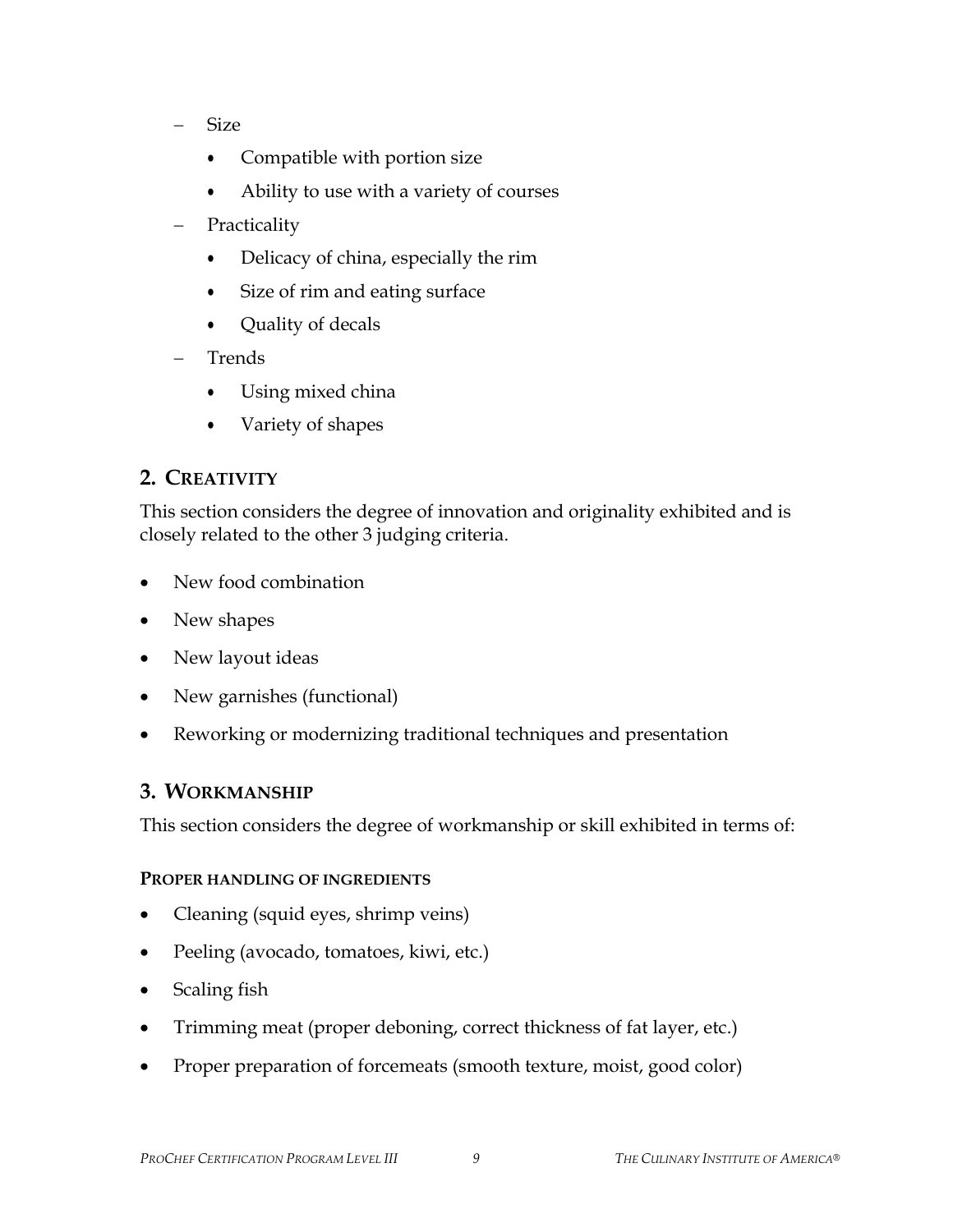- Size
    - Compatible with portion size
    - Ability to use with a variety of courses
- Practicality
    - Delicacy of china, especially the rim
    - Size of rim and eating surface
    - Quality of decals
- Trends
    - Using mixed china
    - Variety of shapes

## 2. Creativity

This section considers the degree of innovation and originality exhibited and is closely related to the other 3 judging criteria.

- New food combination
- New shapes
- New layout ideas
- New garnishes (functional)
- Reworking or modernizing traditional techniques and presentation

## 3. Workmanship

This section considers the degree of workmanship or skill exhibited in terms of:

#### Proper handling of ingredients

- Cleaning (squid eyes, shrimp veins)
- Peeling (avocado, tomatoes, kiwi, etc.)
- Scaling fish
- Trimming meat (proper deboning, correct thickness of fat layer, etc.)
- Proper preparation of forcemeats (smooth texture, moist, good color)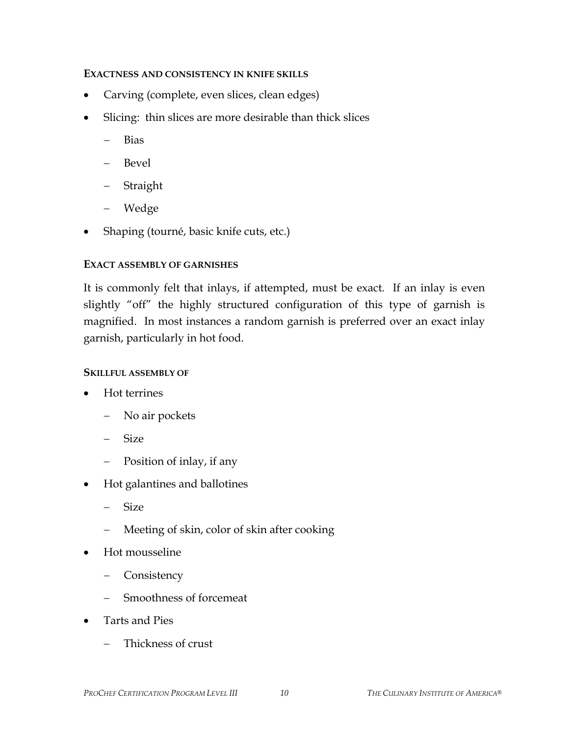### Exactness and Consistency in Knife Skills

- Carving (complete, even slices, clean edges)
- Slicing: thin slices are more desirable than thick slices
  - Bias
  - Bevel
  - Straight
  - Wedge
- Shaping (tourné, basic knife cuts, etc.)

### Exact Assembly of Garnishes

It is commonly felt that inlays, if attempted, must be exact. If an inlay is even slightly "off" the highly structured configuration of this type of garnish is magnified. In most instances a random garnish is preferred over an exact inlay garnish, particularly in hot food.

### Skillful Assembly of

- Hot terrines
  - No air pockets
  - Size
  - Position of inlay, if any
- Hot galantines and ballotines
  - Size
  - Meeting of skin, color of skin after cooking
- Hot mousseline
  - Consistency
  - Smoothness of forcemeat
- Tarts and Pies
  - Thickness of crust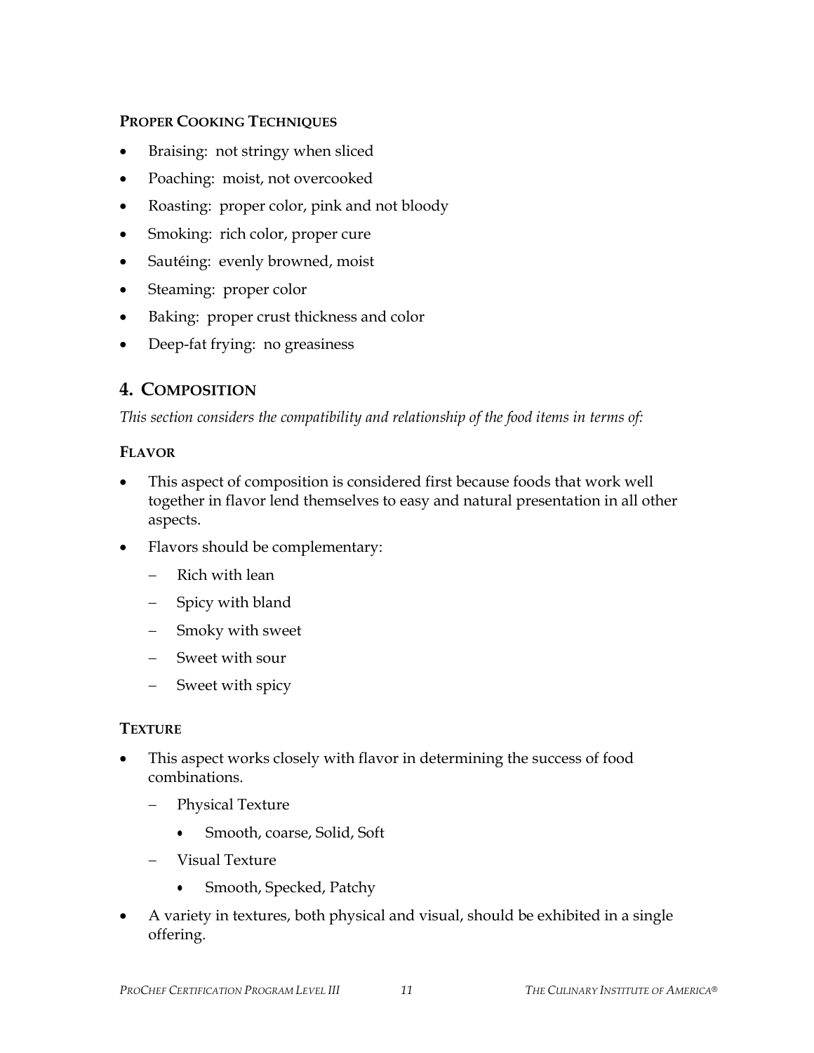#### PROPER COOKING TECHNIQUES

- Braising: not stringy when sliced
- Poaching: moist, not overcooked
- Roasting: proper color, pink and not bloody
- Smoking: rich color, proper cure
- Sautéing: evenly browned, moist
- Steaming: proper color
- Baking: proper crust thickness and color
- Deep-fat frying: no greasiness

## 4. COMPOSITION

*This section considers the compatibility and relationship of the food items in terms of:*

#### FLAVOR

- This aspect of composition is considered first because foods that work well together in flavor lend themselves to easy and natural presentation in all other aspects.
- Flavors should be complementary:
  - Rich with lean
  - Spicy with bland
  - Smoky with sweet
  - Sweet with sour
  - Sweet with spicy

#### TEXTURE

- This aspect works closely with flavor in determining the success of food combinations.
  - Physical Texture
    - Smooth, coarse, Solid, Soft
  - Visual Texture
    - Smooth, Specked, Patchy
- A variety in textures, both physical and visual, should be exhibited in a single offering.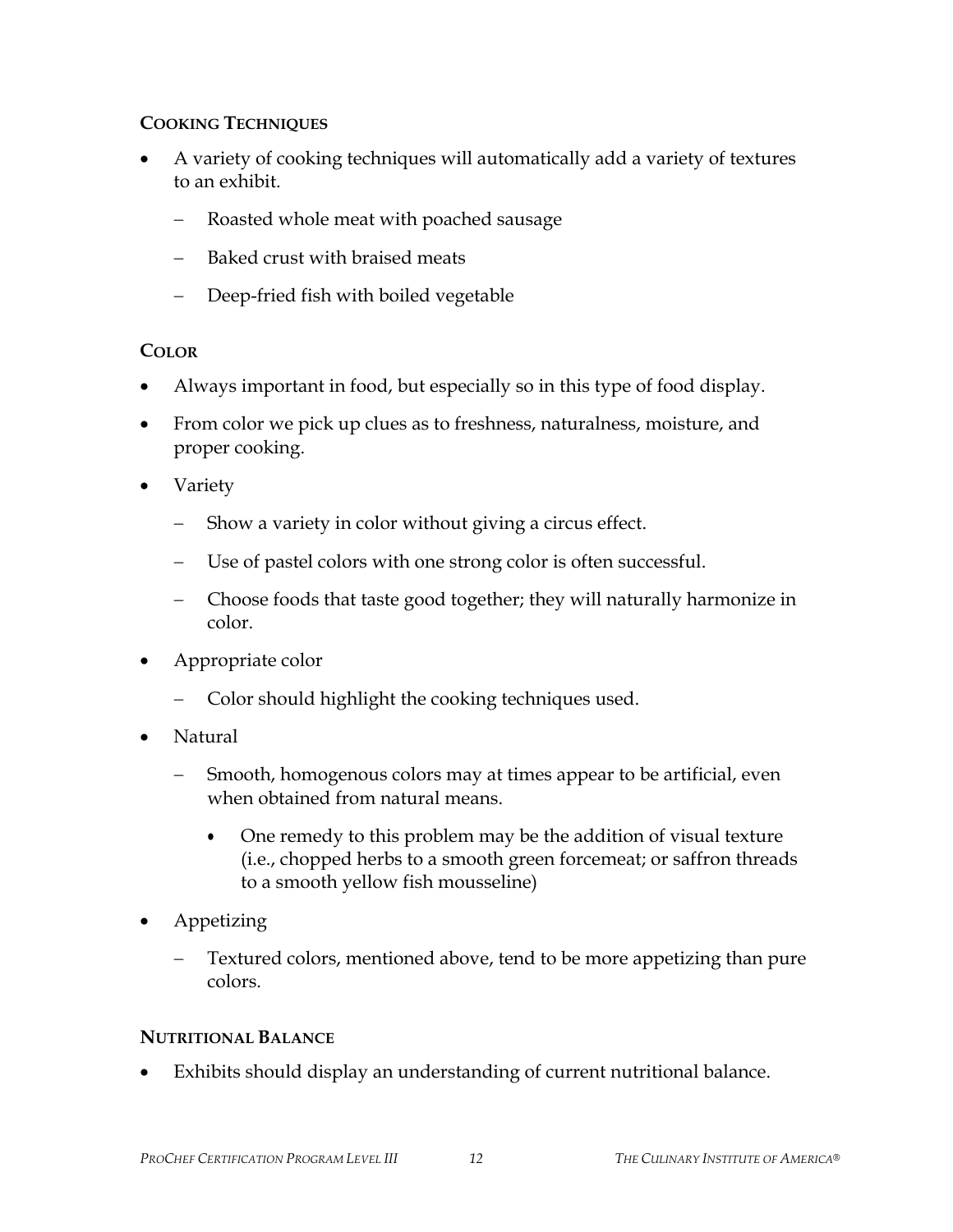### Cooking Techniques

- A variety of cooking techniques will automatically add a variety of textures to an exhibit.
  - Roasted whole meat with poached sausage
  - Baked crust with braised meats
  - Deep-fried fish with boiled vegetable

### Color

- Always important in food, but especially so in this type of food display.
- From color we pick up clues as to freshness, naturalness, moisture, and proper cooking.
- Variety
  - Show a variety in color without giving a circus effect.
  - Use of pastel colors with one strong color is often successful.
  - Choose foods that taste good together; they will naturally harmonize in color.
- Appropriate color
  - Color should highlight the cooking techniques used.
- Natural
  - Smooth, homogenous colors may at times appear to be artificial, even when obtained from natural means.
    - One remedy to this problem may be the addition of visual texture (i.e., chopped herbs to a smooth green forcemeat; or saffron threads to a smooth yellow fish mousseline)
- Appetizing
  - Textured colors, mentioned above, tend to be more appetizing than pure colors.

### Nutritional Balance

- Exhibits should display an understanding of current nutritional balance.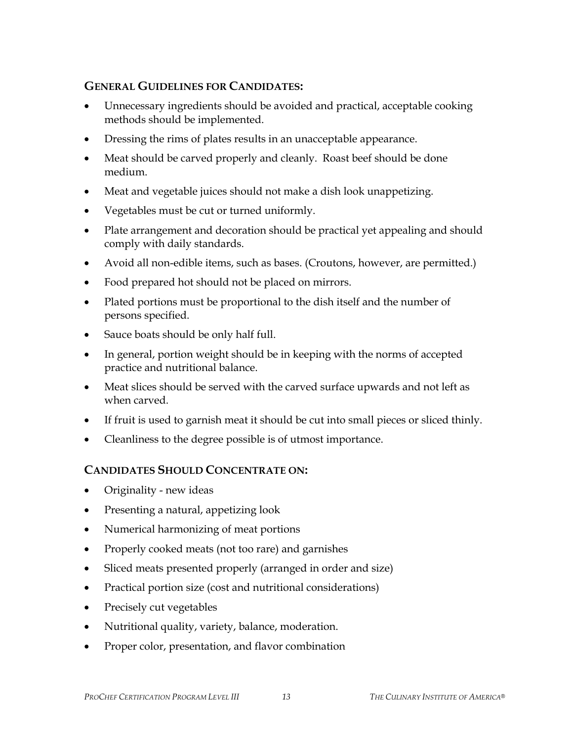### General Guidelines for Candidates:

- Unnecessary ingredients should be avoided and practical, acceptable cooking methods should be implemented.
- Dressing the rims of plates results in an unacceptable appearance.
- Meat should be carved properly and cleanly. Roast beef should be done medium.
- Meat and vegetable juices should not make a dish look unappetizing.
- Vegetables must be cut or turned uniformly.
- Plate arrangement and decoration should be practical yet appealing and should comply with daily standards.
- Avoid all non-edible items, such as bases. (Croutons, however, are permitted.)
- Food prepared hot should not be placed on mirrors.
- Plated portions must be proportional to the dish itself and the number of persons specified.
- Sauce boats should be only half full.
- In general, portion weight should be in keeping with the norms of accepted practice and nutritional balance.
- Meat slices should be served with the carved surface upwards and not left as when carved.
- If fruit is used to garnish meat it should be cut into small pieces or sliced thinly.
- Cleanliness to the degree possible is of utmost importance.

### Candidates Should Concentrate on:

- Originality - new ideas
- Presenting a natural, appetizing look
- Numerical harmonizing of meat portions
- Properly cooked meats (not too rare) and garnishes
- Sliced meats presented properly (arranged in order and size)
- Practical portion size (cost and nutritional considerations)
- Precisely cut vegetables
- Nutritional quality, variety, balance, moderation.
- Proper color, presentation, and flavor combination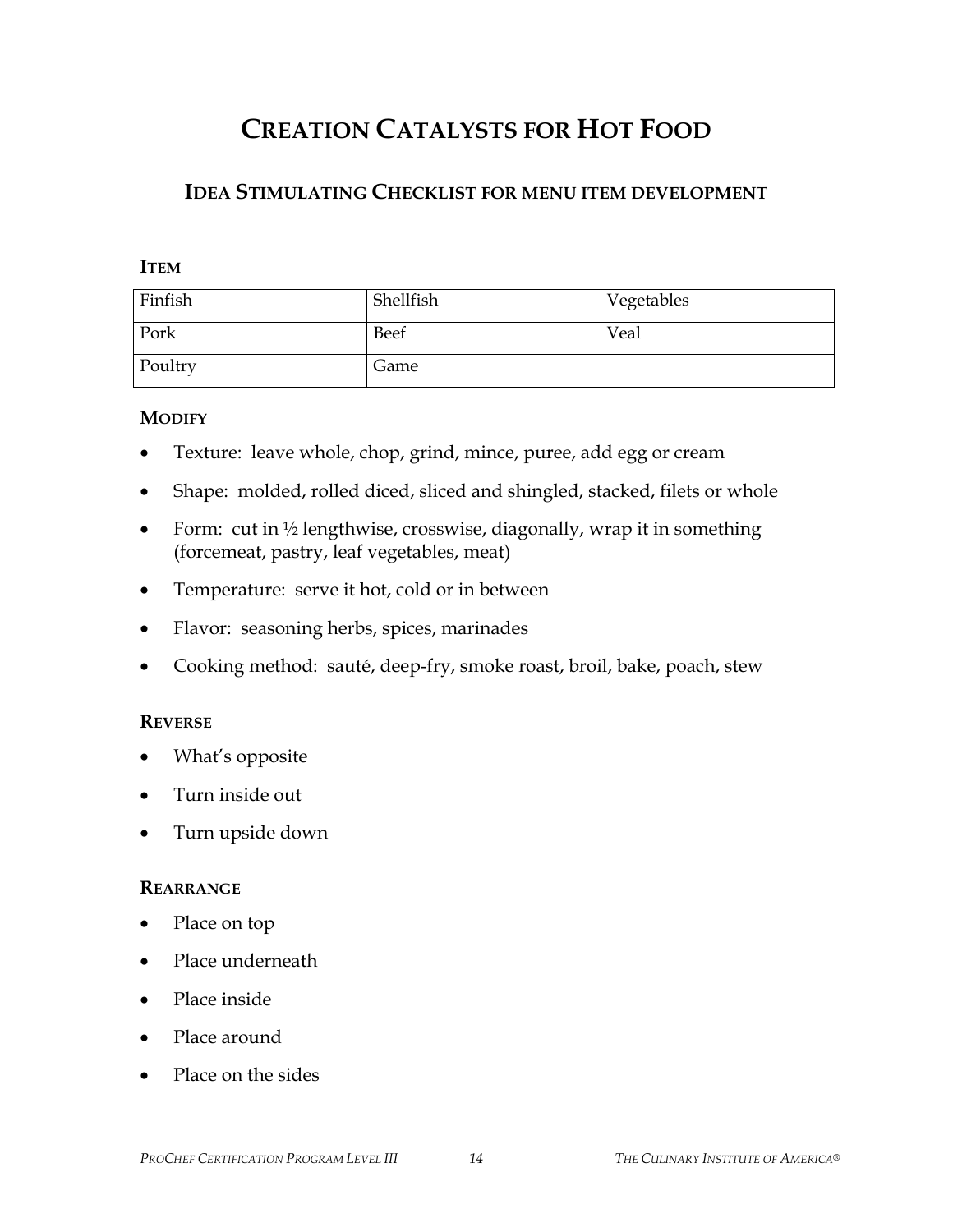# Creation Catalysts for Hot Food

## Idea Stimulating Checklist for Menu Item Development

### Item

| Finfish | Shellfish | Vegetables |
|---|---|---|
| Pork | Beef | Veal |
| Poultry | Game | |

### Modify

- Texture: leave whole, chop, grind, mince, puree, add egg or cream
- Shape: molded, rolled diced, sliced and shingled, stacked, filets or whole
- Form: cut in ½ lengthwise, crosswise, diagonally, wrap it in something (forcemeat, pastry, leaf vegetables, meat)
- Temperature: serve it hot, cold or in between
- Flavor: seasoning herbs, spices, marinades
- Cooking method: sauté, deep-fry, smoke roast, broil, bake, poach, stew

### Reverse

- What's opposite
- Turn inside out
- Turn upside down

### Rearrange

- Place on top
- Place underneath
- Place inside
- Place around
- Place on the sides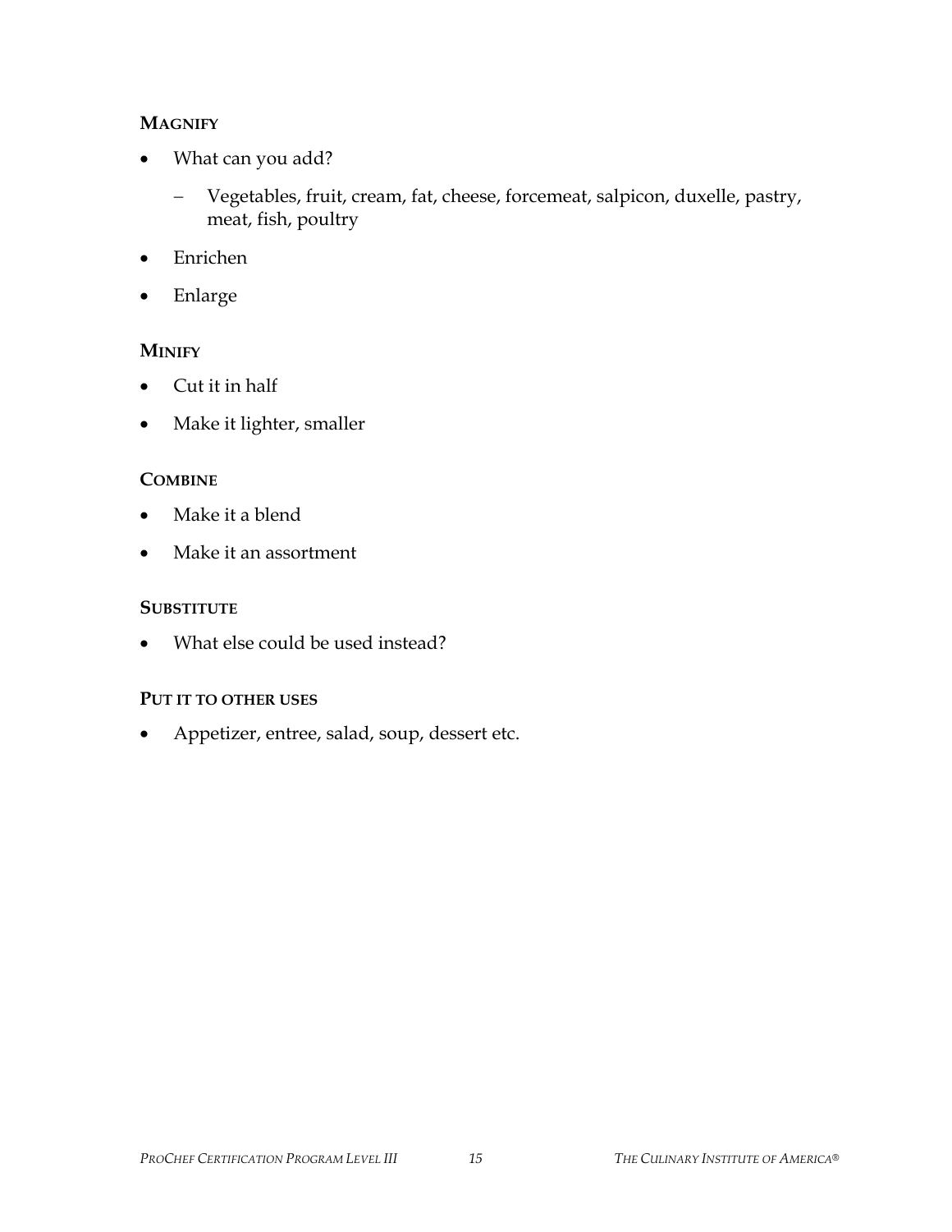### MAGNIFY

- What can you add?
  - Vegetables, fruit, cream, fat, cheese, forcemeat, salpicon, duxelle, pastry, meat, fish, poultry
- Enrichen
- Enlarge

### MINIFY

- Cut it in half
- Make it lighter, smaller

### COMBINE

- Make it a blend
- Make it an assortment

### SUBSTITUTE

- What else could be used instead?

### PUT IT TO OTHER USES

- Appetizer, entree, salad, soup, dessert etc.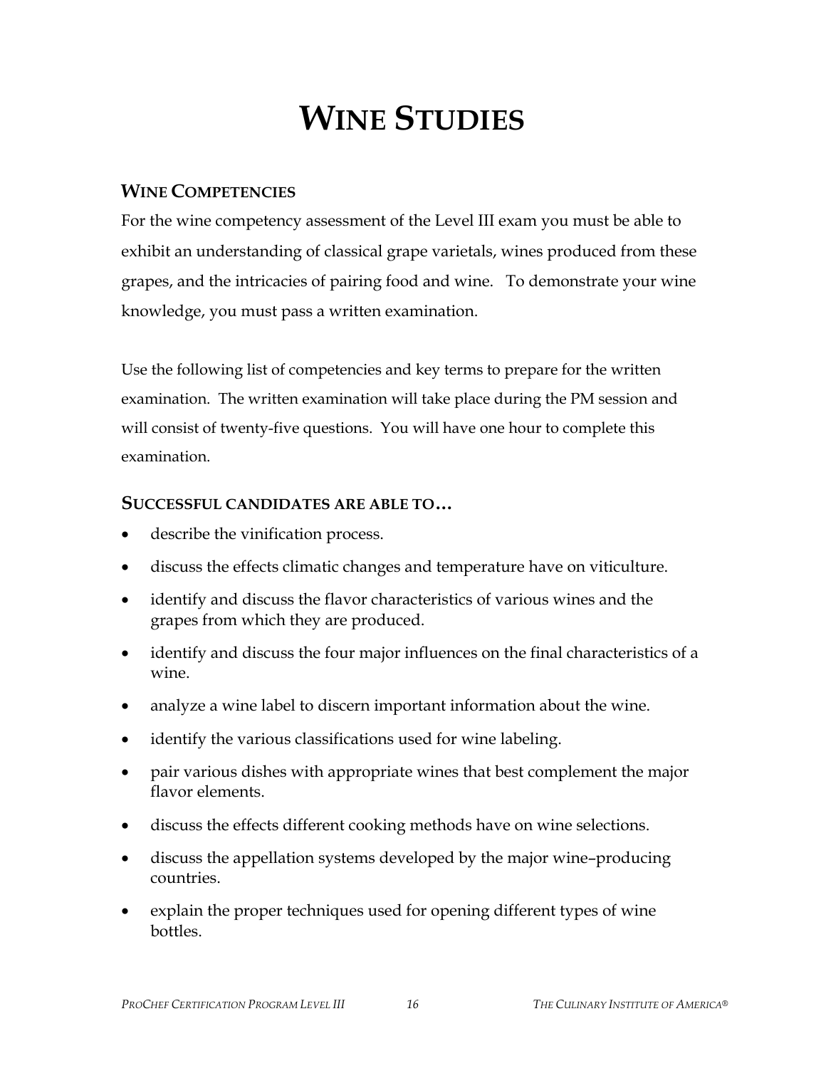# WINE STUDIES

## WINE COMPETENCIES

For the wine competency assessment of the Level III exam you must be able to exhibit an understanding of classical grape varietals, wines produced from these grapes, and the intricacies of pairing food and wine. To demonstrate your wine knowledge, you must pass a written examination.

Use the following list of competencies and key terms to prepare for the written examination. The written examination will take place during the PM session and will consist of twenty-five questions. You will have one hour to complete this examination.

## SUCCESSFUL CANDIDATES ARE ABLE TO…

- describe the vinification process.
- discuss the effects climatic changes and temperature have on viticulture.
- identify and discuss the flavor characteristics of various wines and the grapes from which they are produced.
- identify and discuss the four major influences on the final characteristics of a wine.
- analyze a wine label to discern important information about the wine.
- identify the various classifications used for wine labeling.
- pair various dishes with appropriate wines that best complement the major flavor elements.
- discuss the effects different cooking methods have on wine selections.
- discuss the appellation systems developed by the major wine–producing countries.
- explain the proper techniques used for opening different types of wine bottles.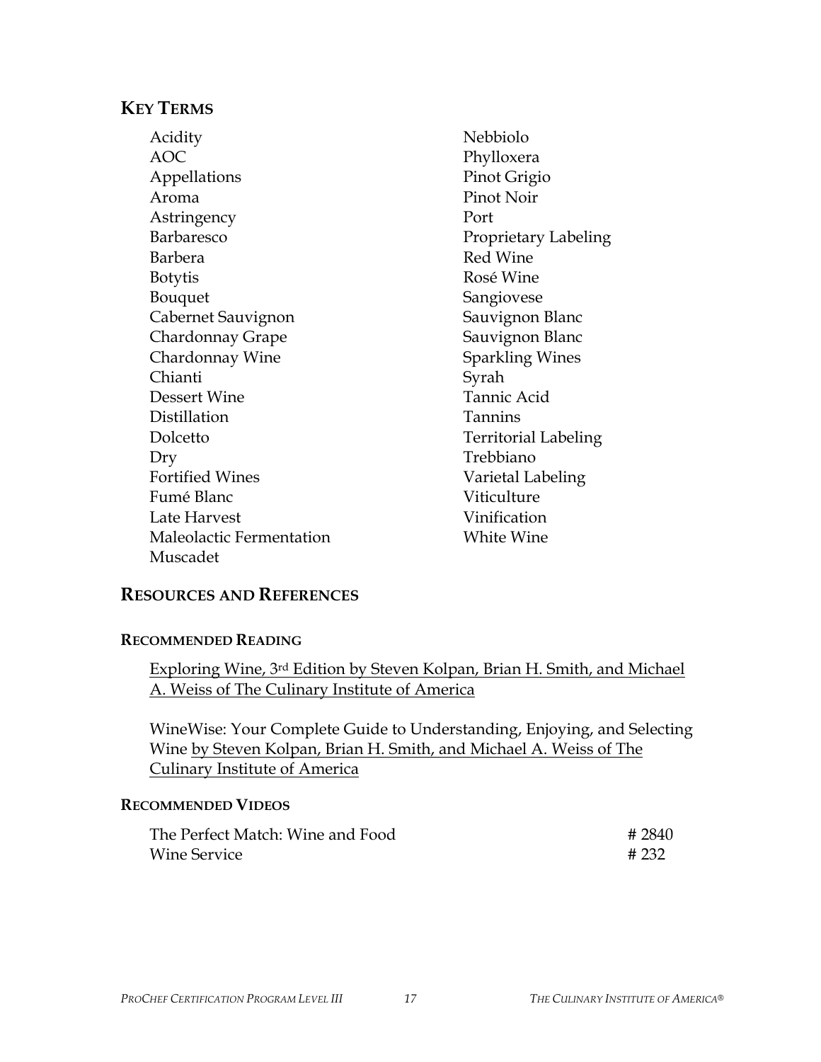## KEY TERMS

- Acidity
- AOC
- Appellations
- Aroma
- Astringency
- Barbaresco
- Barbera
- Botytis
- Bouquet
- Cabernet Sauvignon
- Chardonnay Grape
- Chardonnay Wine
- Chianti
- Dessert Wine
- Distillation
- Dolcetto
- Dry
- Fortified Wines
- Fumé Blanc
- Late Harvest
- Maleolactic Fermentation
- Muscadet
- Nebbiolo
- Phylloxera
- Pinot Grigio
- Pinot Noir
- Port
- Proprietary Labeling
- Red Wine
- Rosé Wine
- Sangiovese
- Sauvignon Blanc
- Sauvignon Blanc
- Sparkling Wines
- Syrah
- Tannic Acid
- Tannins
- Territorial Labeling
- Trebbiano
- Varietal Labeling
- Viticulture
- Vinification
- White Wine

## RESOURCES AND REFERENCES

### RECOMMENDED READING

Exploring Wine, 3rd Edition by Steven Kolpan, Brian H. Smith, and Michael A. Weiss of The Culinary Institute of America

WineWise: Your Complete Guide to Understanding, Enjoying, and Selecting Wine by Steven Kolpan, Brian H. Smith, and Michael A. Weiss of The Culinary Institute of America

### RECOMMENDED VIDEOS

| | |
|---|---|
| The Perfect Match: Wine and Food | # 2840 |
| Wine Service | # 232 |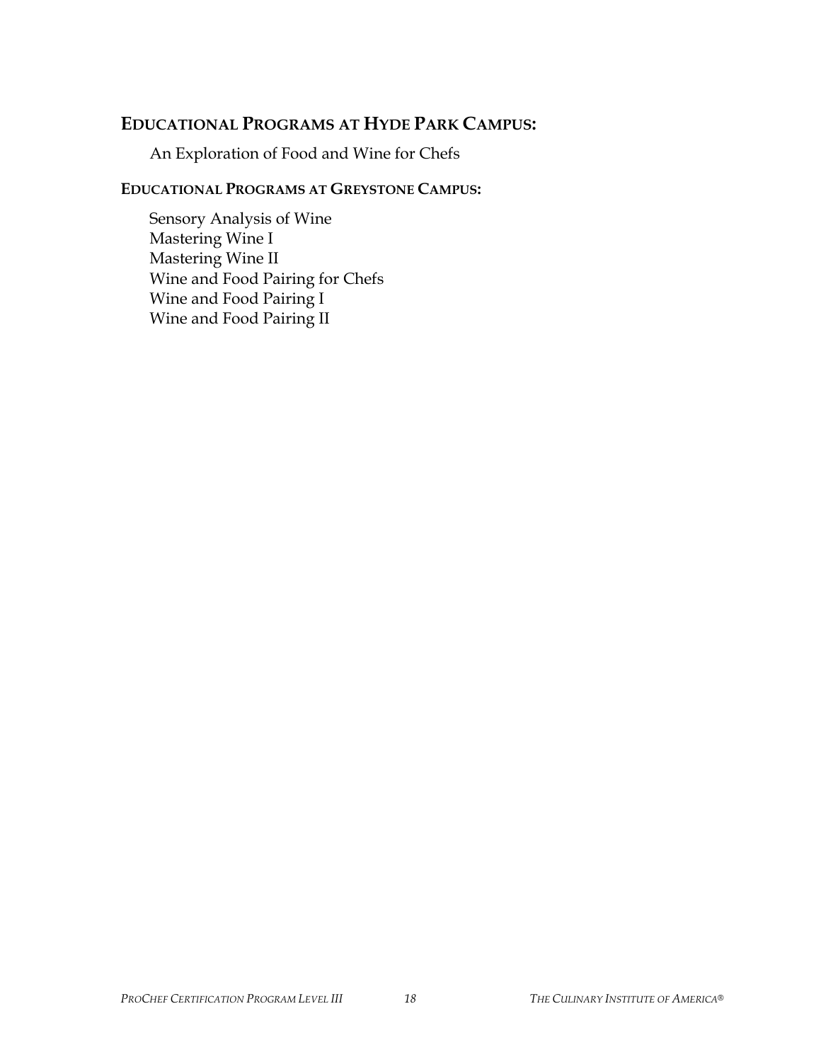## EDUCATIONAL PROGRAMS AT HYDE PARK CAMPUS:

An Exploration of Food and Wine for Chefs

### EDUCATIONAL PROGRAMS AT GREYSTONE CAMPUS:

Sensory Analysis of Wine
Mastering Wine I
Mastering Wine II
Wine and Food Pairing for Chefs
Wine and Food Pairing I
Wine and Food Pairing II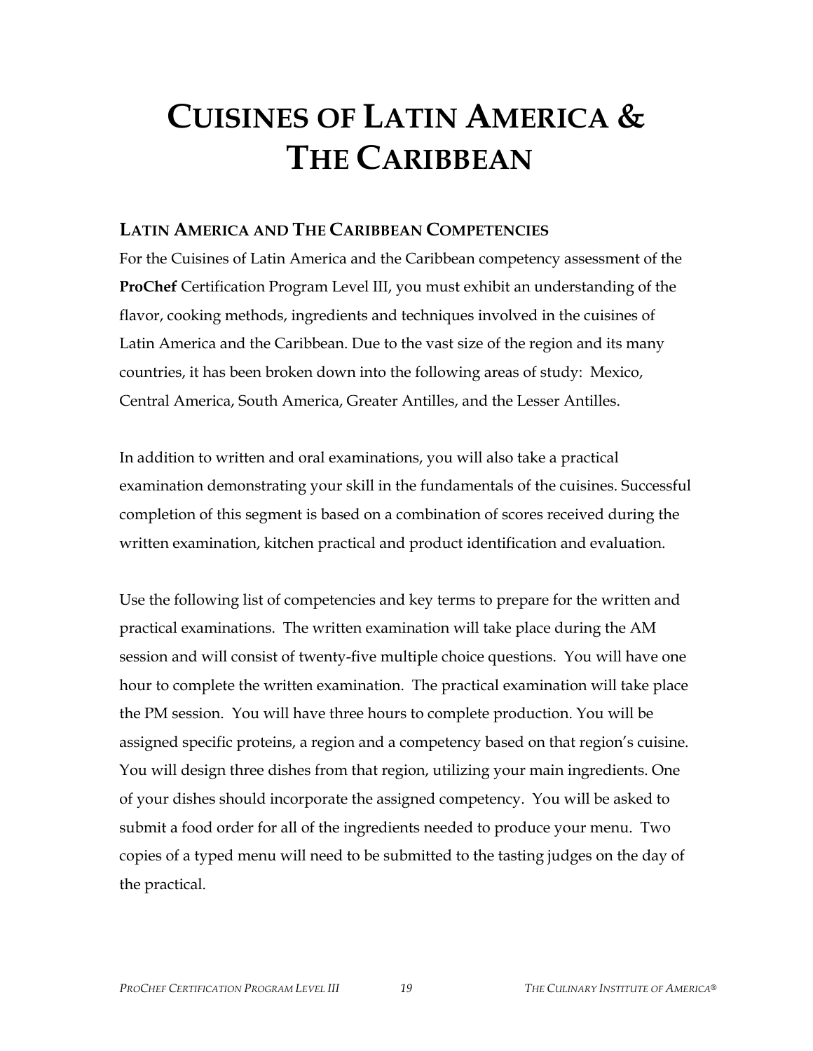# Cuisines of Latin America & The Caribbean

## Latin America and The Caribbean Competencies

For the Cuisines of Latin America and the Caribbean competency assessment of the **ProChef** Certification Program Level III, you must exhibit an understanding of the flavor, cooking methods, ingredients and techniques involved in the cuisines of Latin America and the Caribbean. Due to the vast size of the region and its many countries, it has been broken down into the following areas of study: Mexico, Central America, South America, Greater Antilles, and the Lesser Antilles.

In addition to written and oral examinations, you will also take a practical examination demonstrating your skill in the fundamentals of the cuisines. Successful completion of this segment is based on a combination of scores received during the written examination, kitchen practical and product identification and evaluation.

Use the following list of competencies and key terms to prepare for the written and practical examinations. The written examination will take place during the AM session and will consist of twenty-five multiple choice questions. You will have one hour to complete the written examination. The practical examination will take place the PM session. You will have three hours to complete production. You will be assigned specific proteins, a region and a competency based on that region's cuisine. You will design three dishes from that region, utilizing your main ingredients. One of your dishes should incorporate the assigned competency. You will be asked to submit a food order for all of the ingredients needed to produce your menu. Two copies of a typed menu will need to be submitted to the tasting judges on the day of the practical.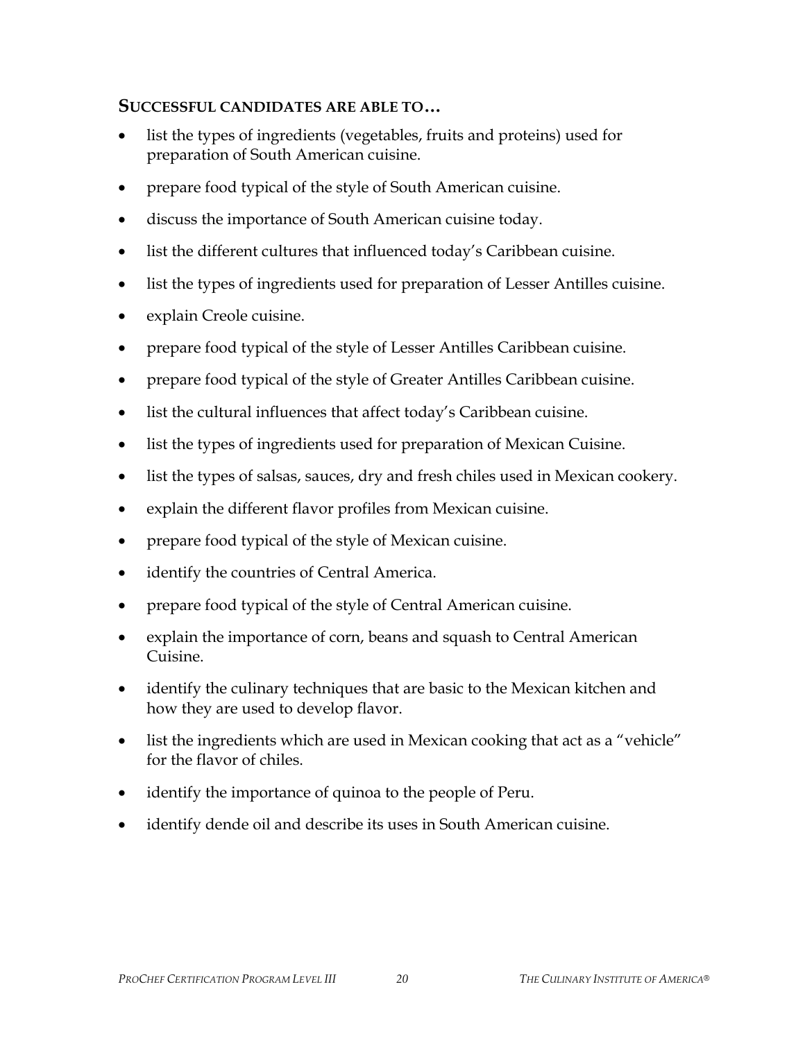### SUCCESSFUL CANDIDATES ARE ABLE TO…

- list the types of ingredients (vegetables, fruits and proteins) used for preparation of South American cuisine.
- prepare food typical of the style of South American cuisine.
- discuss the importance of South American cuisine today.
- list the different cultures that influenced today's Caribbean cuisine.
- list the types of ingredients used for preparation of Lesser Antilles cuisine.
- explain Creole cuisine.
- prepare food typical of the style of Lesser Antilles Caribbean cuisine.
- prepare food typical of the style of Greater Antilles Caribbean cuisine.
- list the cultural influences that affect today's Caribbean cuisine.
- list the types of ingredients used for preparation of Mexican Cuisine.
- list the types of salsas, sauces, dry and fresh chiles used in Mexican cookery.
- explain the different flavor profiles from Mexican cuisine.
- prepare food typical of the style of Mexican cuisine.
- identify the countries of Central America.
- prepare food typical of the style of Central American cuisine.
- explain the importance of corn, beans and squash to Central American Cuisine.
- identify the culinary techniques that are basic to the Mexican kitchen and how they are used to develop flavor.
- list the ingredients which are used in Mexican cooking that act as a "vehicle" for the flavor of chiles.
- identify the importance of quinoa to the people of Peru.
- identify dende oil and describe its uses in South American cuisine.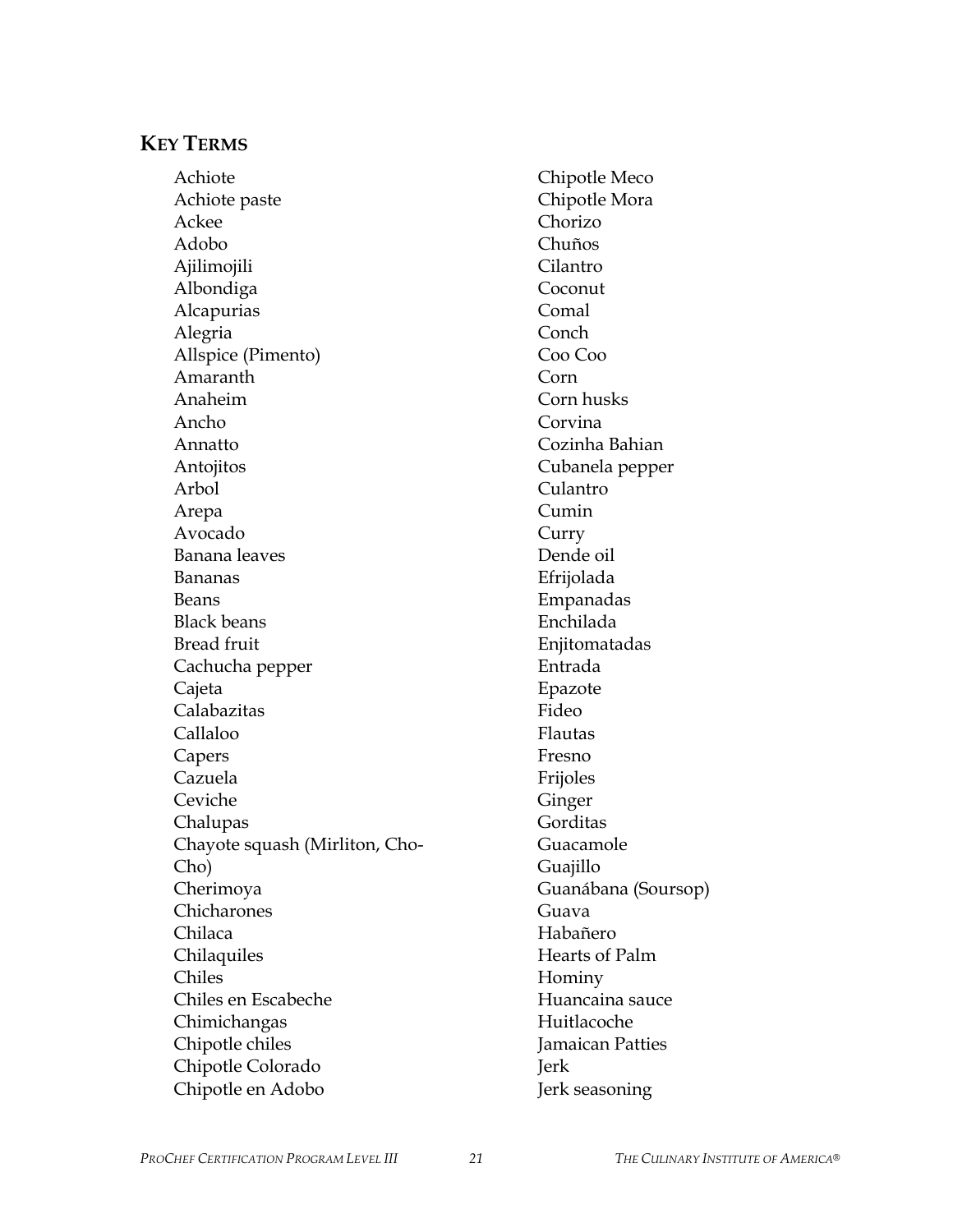## KEY TERMS

- Achiote
- Achiote paste
- Ackee
- Adobo
- Ajilimojili
- Albondiga
- Alcapurias
- Alegria
- Allspice (Pimento)
- Amaranth
- Anaheim
- Ancho
- Annatto
- Antojitos
- Arbol
- Arepa
- Avocado
- Banana leaves
- Bananas
- Beans
- Black beans
- Bread fruit
- Cachucha pepper
- Cajeta
- Calabazitas
- Callaloo
- Capers
- Cazuela
- Ceviche
- Chalupas
- Chayote squash (Mirliton, Cho-Cho)
- Cherimoya
- Chicharones
- Chilaca
- Chilaquiles
- Chiles
- Chiles en Escabeche
- Chimichangas
- Chipotle chiles
- Chipotle Colorado
- Chipotle en Adobo
- Chipotle Meco
- Chipotle Mora
- Chorizo
- Chuños
- Cilantro
- Coconut
- Comal
- Conch
- Coo Coo
- Corn
- Corn husks
- Corvina
- Cozinha Bahian
- Cubanela pepper
- Culantro
- Cumin
- Curry
- Dende oil
- Efrijolada
- Empanadas
- Enchilada
- Enjitomatadas
- Entrada
- Epazote
- Fideo
- Flautas
- Fresno
- Frijoles
- Ginger
- Gorditas
- Guacamole
- Guajillo
- Guanábana (Soursop)
- Guava
- Habañero
- Hearts of Palm
- Hominy
- Huancaina sauce
- Huitlacoche
- Jamaican Patties
- Jerk
- Jerk seasoning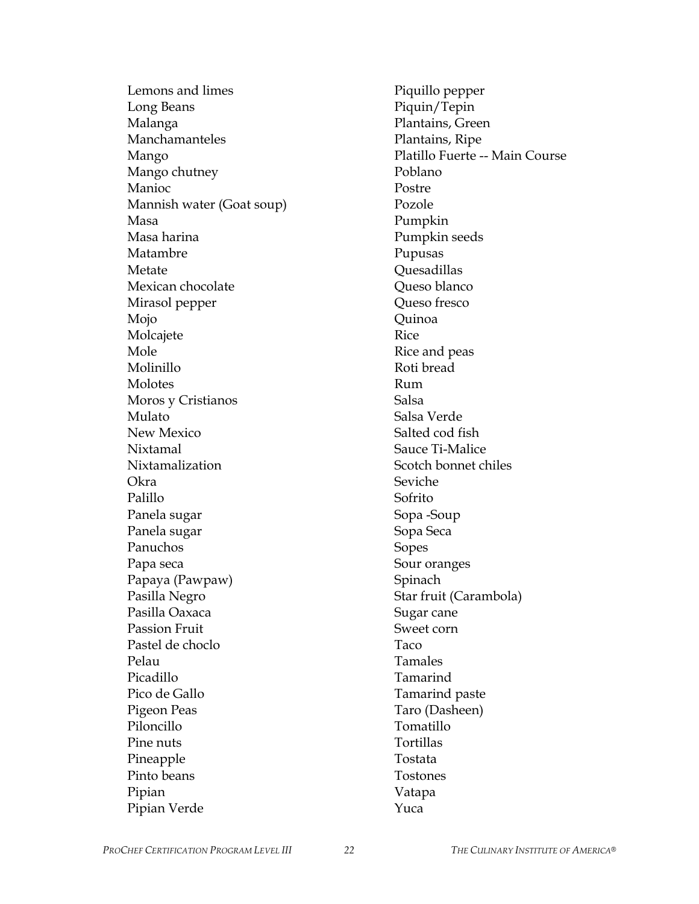Lemons and limes
Long Beans
Malanga
Manchamanteles
Mango
Mango chutney
Manioc
Mannish water (Goat soup)
Masa
Masa harina
Matambre
Metate
Mexican chocolate
Mirasol pepper
Mojo
Molcajete
Mole
Molinillo
Molotes
Moros y Cristianos
Mulato
New Mexico
Nixtamal
Nixtamalization
Okra
Palillo
Panela sugar
Panela sugar
Panuchos
Papa seca
Papaya (Pawpaw)
Pasilla Negro
Pasilla Oaxaca
Passion Fruit
Pastel de choclo
Pelau
Picadillo
Pico de Gallo
Pigeon Peas
Piloncillo
Pine nuts
Pineapple
Pinto beans
Pipian
Pipian Verde
Piquillo pepper
Piquin/Tepin
Plantains, Green
Plantains, Ripe
Platillo Fuerte -- Main Course
Poblano
Postre
Pozole
Pumpkin
Pumpkin seeds
Pupusas
Quesadillas
Queso blanco
Queso fresco
Quinoa
Rice
Rice and peas
Roti bread
Rum
Salsa
Salsa Verde
Salted cod fish
Sauce Ti-Malice
Scotch bonnet chiles
Seviche
Sofrito
Sopa -Soup
Sopa Seca
Sopes
Sour oranges
Spinach
Star fruit (Carambola)
Sugar cane
Sweet corn
Taco
Tamales
Tamarind
Tamarind paste
Taro (Dasheen)
Tomatillo
Tortillas
Tostata
Tostones
Vatapa
Yuca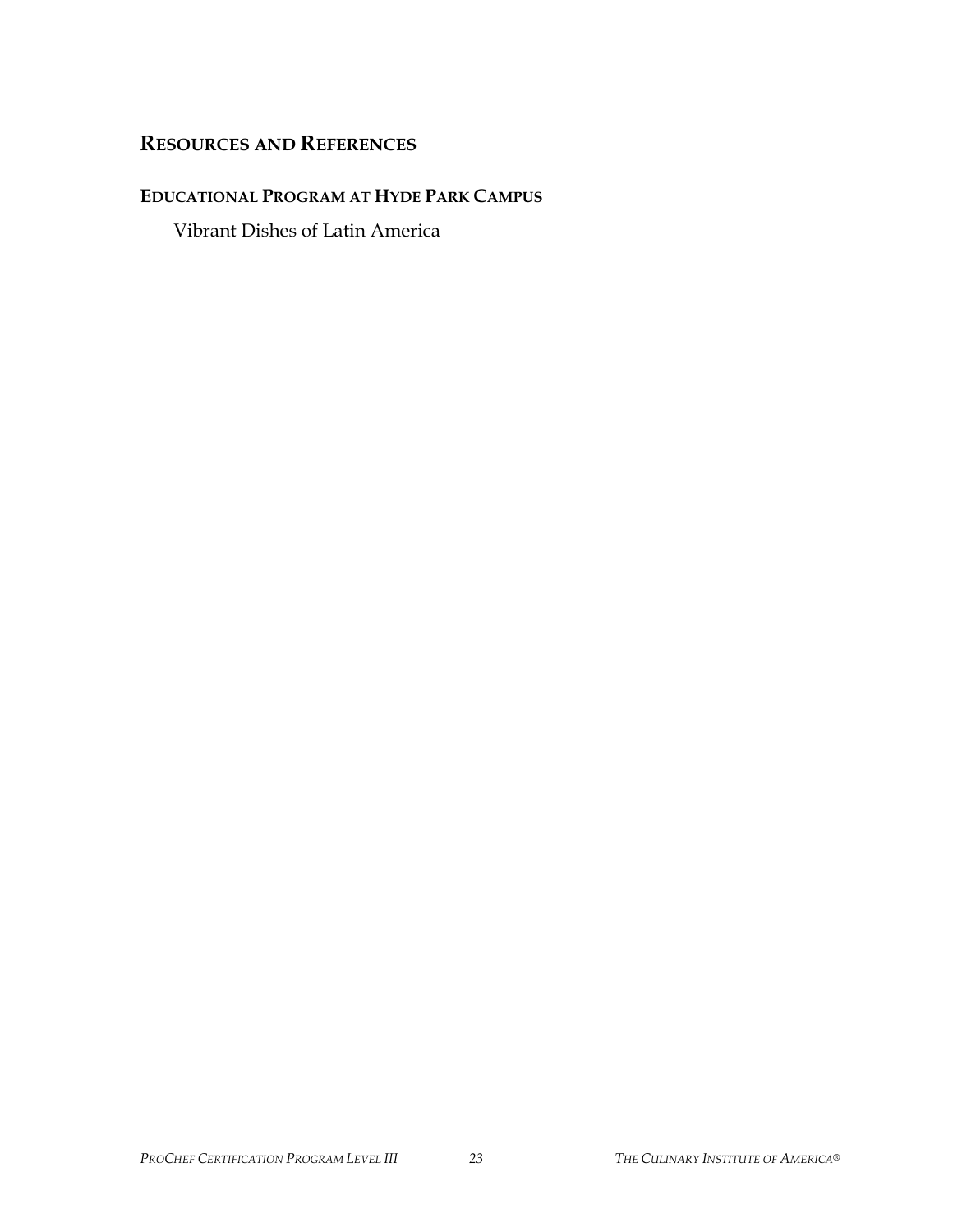## Resources and References

### Educational Program at Hyde Park Campus

Vibrant Dishes of Latin America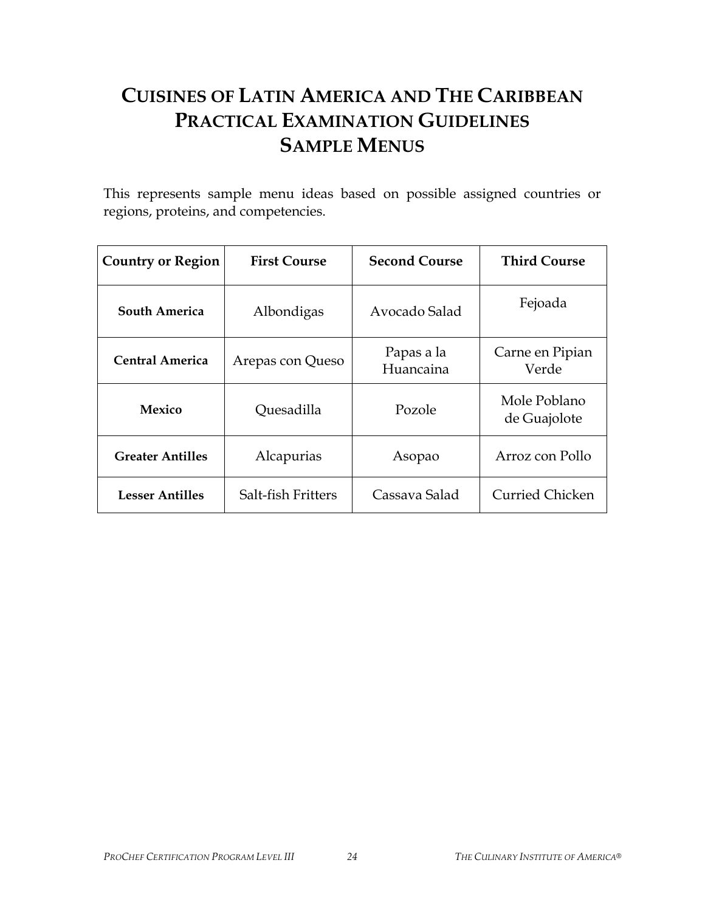# Cuisines of Latin America and The Caribbean Practical Examination Guidelines Sample Menus

This represents sample menu ideas based on possible assigned countries or regions, proteins, and competencies.

| Country or Region | First Course | Second Course | Third Course |
|---|---|---|---|
| **South America** | Albondigas | Avocado Salad | Fejoada |
| **Central America** | Arepas con Queso | Papas a la Huancaina | Carne en Pipian Verde |
| **Mexico** | Quesadilla | Pozole | Mole Poblano de Guajolote |
| **Greater Antilles** | Alcapurias | Asopao | Arroz con Pollo |
| **Lesser Antilles** | Salt-fish Fritters | Cassava Salad | Curried Chicken |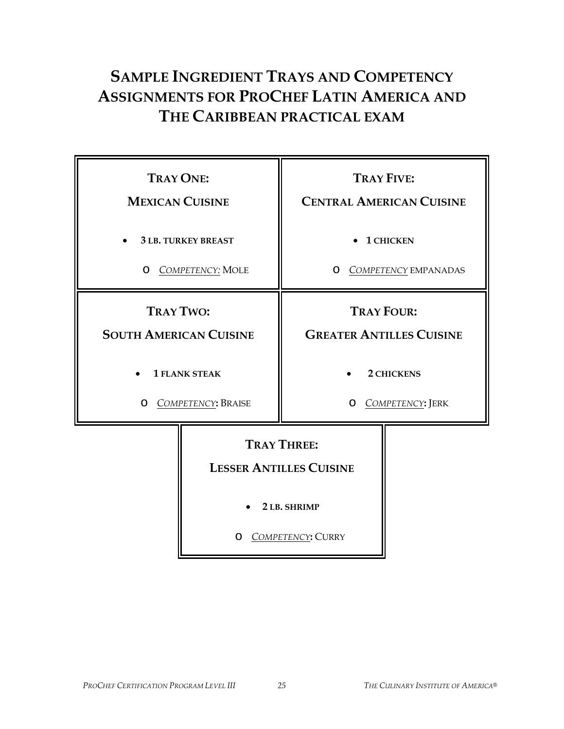# SAMPLE INGREDIENT TRAYS AND COMPETENCY ASSIGNMENTS FOR PROCHEF LATIN AMERICA AND THE CARIBBEAN PRACTICAL EXAM

**TRAY ONE:**

**MEXICAN CUISINE**

- **3 LB. TURKEY BREAST**
  - *COMPETENCY:* MOLE

**TRAY FIVE:**

**CENTRAL AMERICAN CUISINE**

- **1 CHICKEN**
  - *COMPETENCY* EMPANADAS

**TRAY TWO:**

**SOUTH AMERICAN CUISINE**

- **1 FLANK STEAK**
  - *COMPETENCY*: BRAISE

**TRAY FOUR:**

**GREATER ANTILLES CUISINE**

- **2 CHICKENS**
  - *COMPETENCY*: JERK

**TRAY THREE:**

**LESSER ANTILLES CUISINE**

- **2 LB. SHRIMP**
  - *COMPETENCY*: CURRY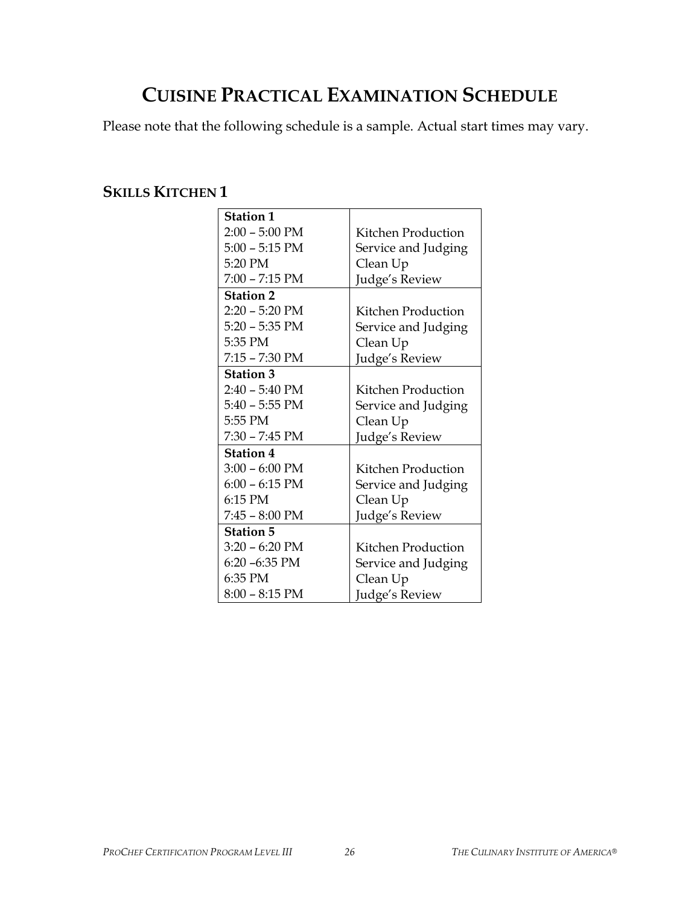# Cuisine Practical Examination Schedule

Please note that the following schedule is a sample. Actual start times may vary.

## Skills Kitchen 1

| **Station 1** | |
|---|---|
| 2:00 – 5:00 PM | Kitchen Production |
| 5:00 – 5:15 PM | Service and Judging |
| 5:20 PM | Clean Up |
| 7:00 – 7:15 PM | Judge's Review |
| **Station 2** | |
| 2:20 – 5:20 PM | Kitchen Production |
| 5:20 – 5:35 PM | Service and Judging |
| 5:35 PM | Clean Up |
| 7:15 – 7:30 PM | Judge's Review |
| **Station 3** | |
| 2:40 – 5:40 PM | Kitchen Production |
| 5:40 – 5:55 PM | Service and Judging |
| 5:55 PM | Clean Up |
| 7:30 – 7:45 PM | Judge's Review |
| **Station 4** | |
| 3:00 – 6:00 PM | Kitchen Production |
| 6:00 – 6:15 PM | Service and Judging |
| 6:15 PM | Clean Up |
| 7:45 – 8:00 PM | Judge's Review |
| **Station 5** | |
| 3:20 – 6:20 PM | Kitchen Production |
| 6:20 –6:35 PM | Service and Judging |
| 6:35 PM | Clean Up |
| 8:00 – 8:15 PM | Judge's Review |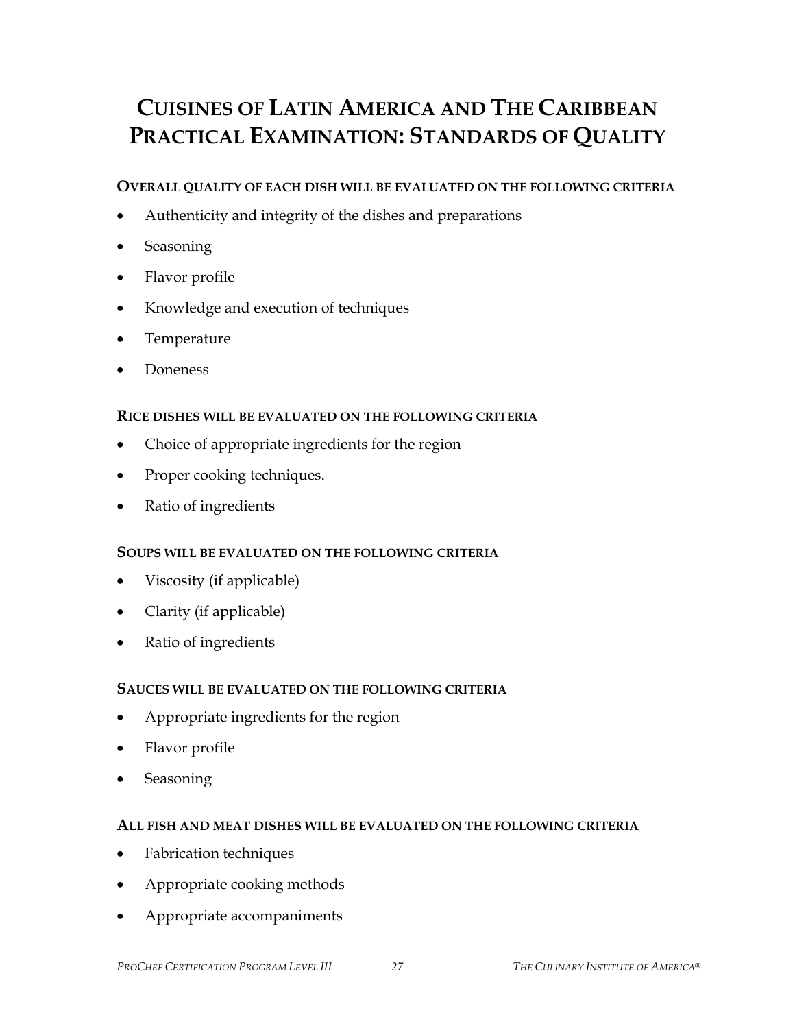# Cuisines of Latin America and The Caribbean Practical Examination: Standards of Quality

**Overall quality of each dish will be evaluated on the following criteria**

- Authenticity and integrity of the dishes and preparations
- Seasoning
- Flavor profile
- Knowledge and execution of techniques
- Temperature
- Doneness

**Rice dishes will be evaluated on the following criteria**

- Choice of appropriate ingredients for the region
- Proper cooking techniques.
- Ratio of ingredients

**Soups will be evaluated on the following criteria**

- Viscosity (if applicable)
- Clarity (if applicable)
- Ratio of ingredients

**Sauces will be evaluated on the following criteria**

- Appropriate ingredients for the region
- Flavor profile
- Seasoning

**All fish and meat dishes will be evaluated on the following criteria**

- Fabrication techniques
- Appropriate cooking methods
- Appropriate accompaniments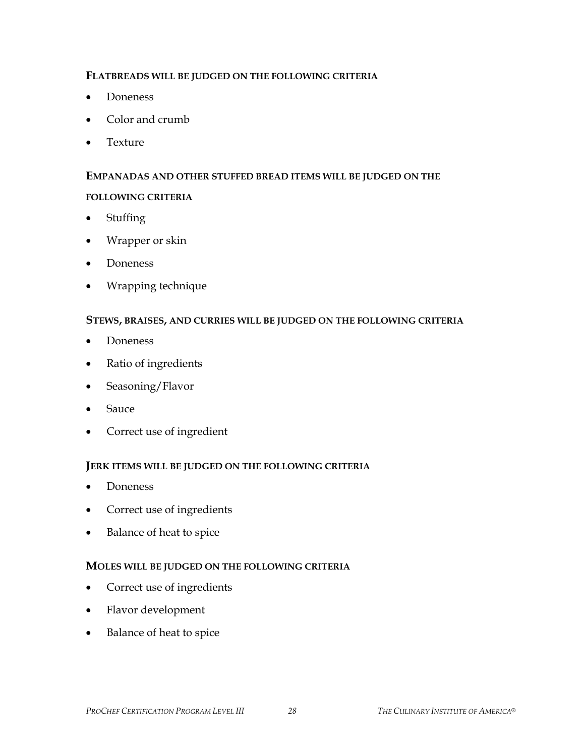#### FLATBREADS WILL BE JUDGED ON THE FOLLOWING CRITERIA

- Doneness
- Color and crumb
- Texture

#### EMPANADAS AND OTHER STUFFED BREAD ITEMS WILL BE JUDGED ON THE FOLLOWING CRITERIA

- Stuffing
- Wrapper or skin
- Doneness
- Wrapping technique

#### STEWS, BRAISES, AND CURRIES WILL BE JUDGED ON THE FOLLOWING CRITERIA

- Doneness
- Ratio of ingredients
- Seasoning/Flavor
- Sauce
- Correct use of ingredient

#### JERK ITEMS WILL BE JUDGED ON THE FOLLOWING CRITERIA

- Doneness
- Correct use of ingredients
- Balance of heat to spice

#### MOLES WILL BE JUDGED ON THE FOLLOWING CRITERIA

- Correct use of ingredients
- Flavor development
- Balance of heat to spice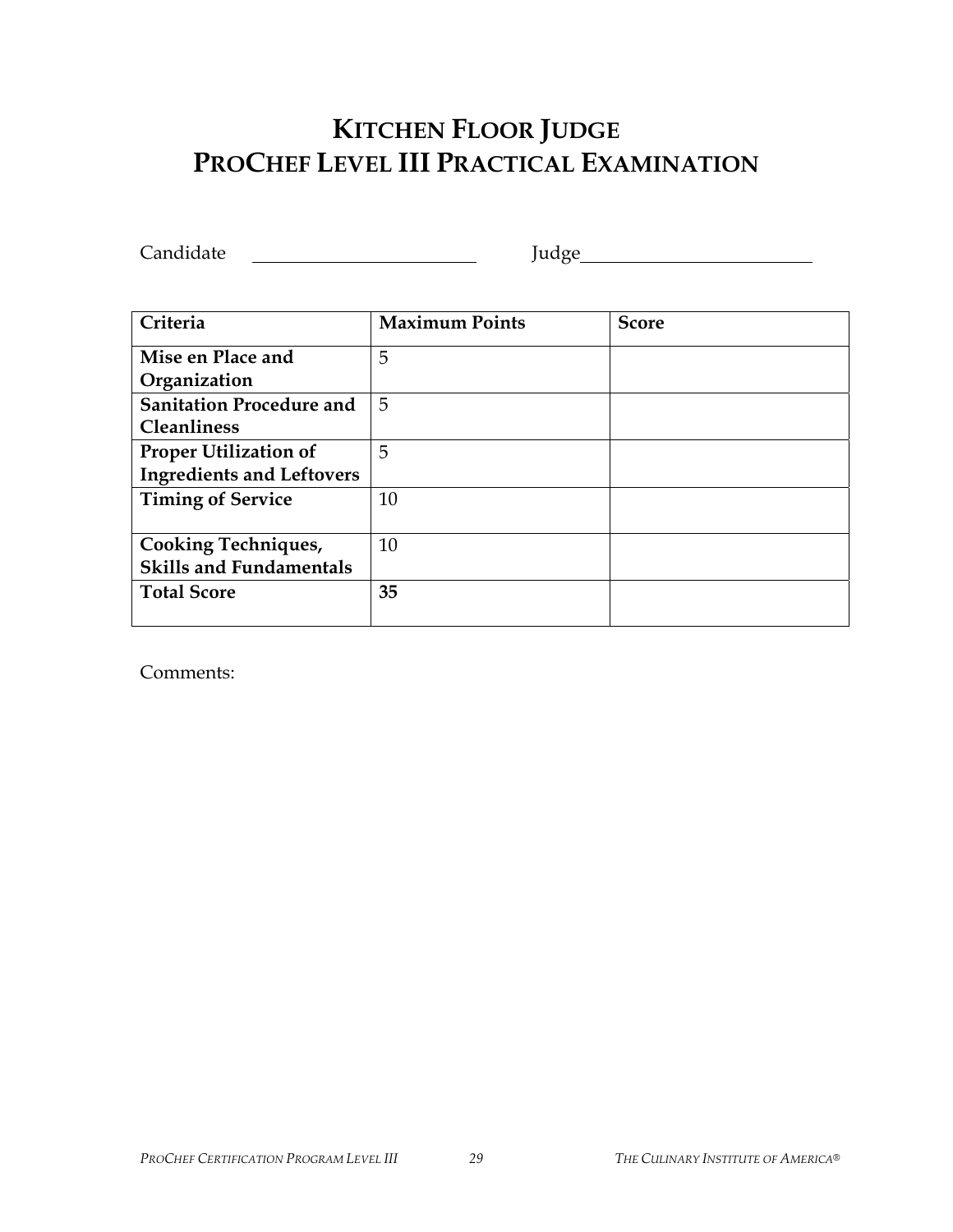# KITCHEN FLOOR JUDGE
# PROCHEF LEVEL III PRACTICAL EXAMINATION

Candidate ______________________ Judge______________________

| Criteria | Maximum Points | Score |
|---|---|---|
| **Mise en Place and Organization** | 5 | |
| **Sanitation Procedure and Cleanliness** | 5 | |
| **Proper Utilization of Ingredients and Leftovers** | 5 | |
| **Timing of Service** | 10 | |
| **Cooking Techniques, Skills and Fundamentals** | 10 | |
| **Total Score** | **35** | |

Comments: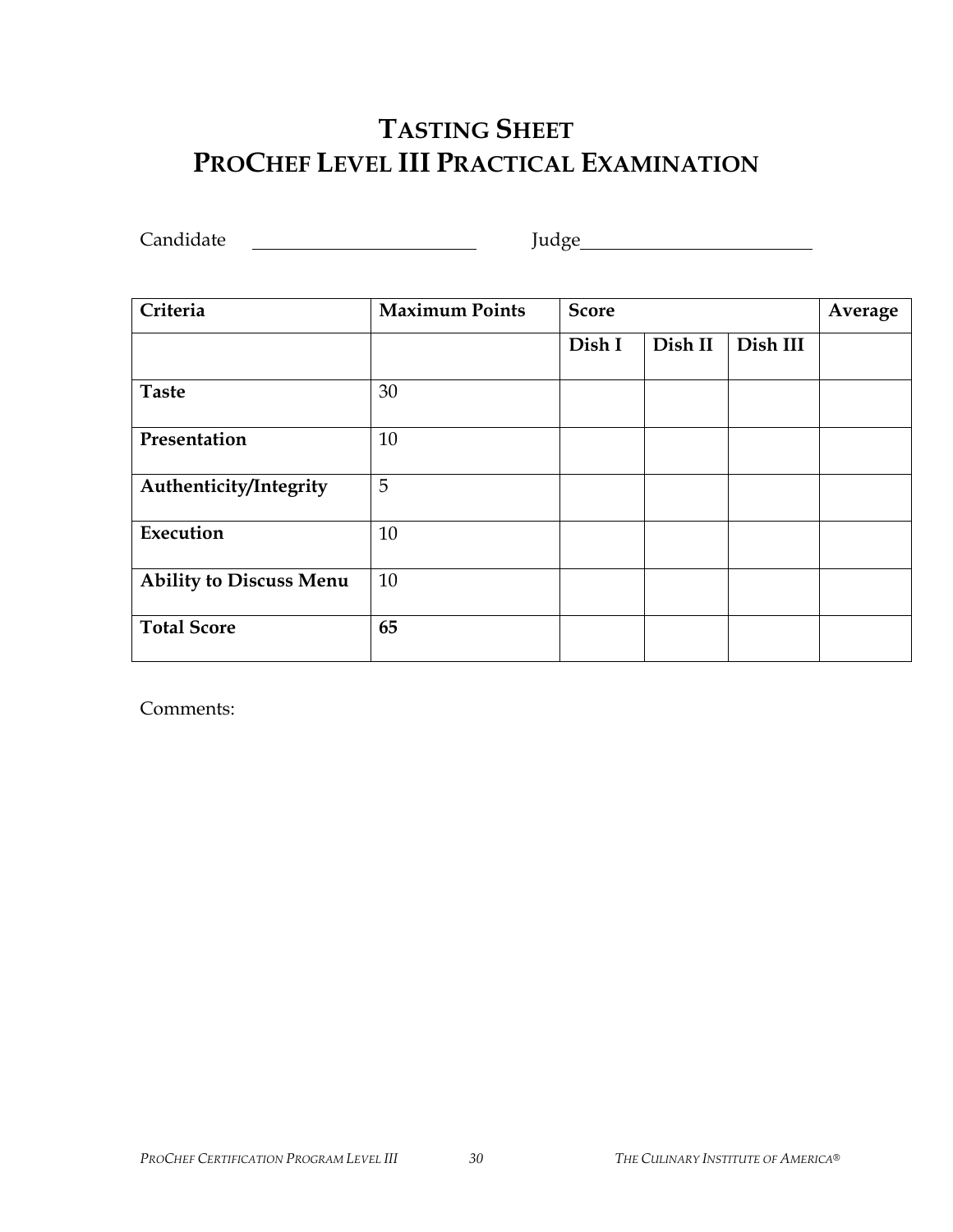# TASTING SHEET
# PROCHEF LEVEL III PRACTICAL EXAMINATION

Candidate \_\_\_\_\_\_\_\_\_\_\_\_\_\_\_\_\_\_\_\_\_\_\_\_ Judge\_\_\_\_\_\_\_\_\_\_\_\_\_\_\_\_\_\_\_\_\_\_\_\_

| Criteria | Maximum Points | Score | | | Average |
|---|---|---|---|---|---|
| | | Dish I | Dish II | Dish III | |
| **Taste** | 30 | | | | |
| **Presentation** | 10 | | | | |
| **Authenticity/Integrity** | 5 | | | | |
| **Execution** | 10 | | | | |
| **Ability to Discuss Menu** | 10 | | | | |
| **Total Score** | **65** | | | | |

Comments: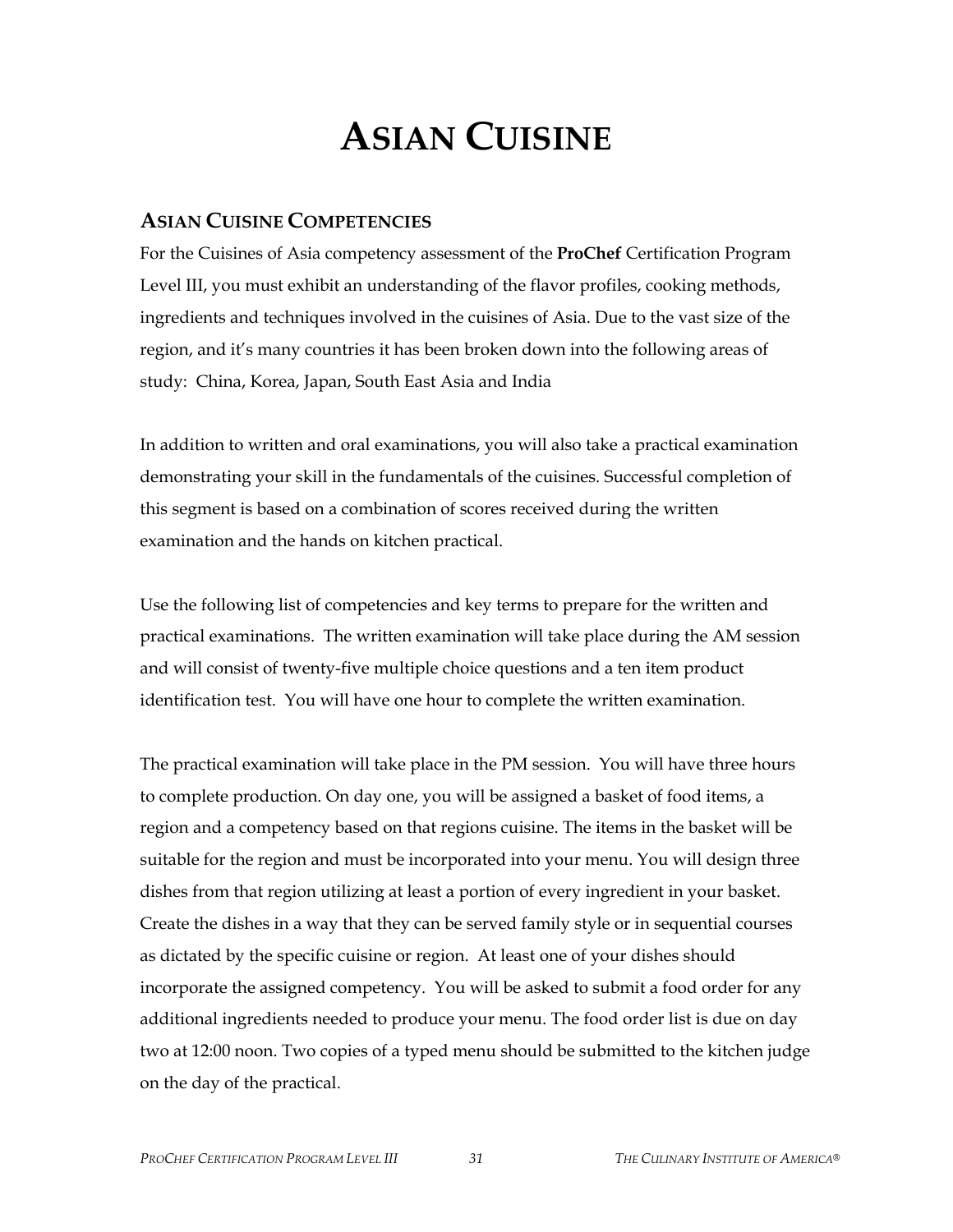# ASIAN CUISINE

## ASIAN CUISINE COMPETENCIES

For the Cuisines of Asia competency assessment of the **ProChef** Certification Program Level III, you must exhibit an understanding of the flavor profiles, cooking methods, ingredients and techniques involved in the cuisines of Asia. Due to the vast size of the region, and it's many countries it has been broken down into the following areas of study: China, Korea, Japan, South East Asia and India

In addition to written and oral examinations, you will also take a practical examination demonstrating your skill in the fundamentals of the cuisines. Successful completion of this segment is based on a combination of scores received during the written examination and the hands on kitchen practical.

Use the following list of competencies and key terms to prepare for the written and practical examinations. The written examination will take place during the AM session and will consist of twenty-five multiple choice questions and a ten item product identification test. You will have one hour to complete the written examination.

The practical examination will take place in the PM session. You will have three hours to complete production. On day one, you will be assigned a basket of food items, a region and a competency based on that regions cuisine. The items in the basket will be suitable for the region and must be incorporated into your menu. You will design three dishes from that region utilizing at least a portion of every ingredient in your basket. Create the dishes in a way that they can be served family style or in sequential courses as dictated by the specific cuisine or region. At least one of your dishes should incorporate the assigned competency. You will be asked to submit a food order for any additional ingredients needed to produce your menu. The food order list is due on day two at 12:00 noon. Two copies of a typed menu should be submitted to the kitchen judge on the day of the practical.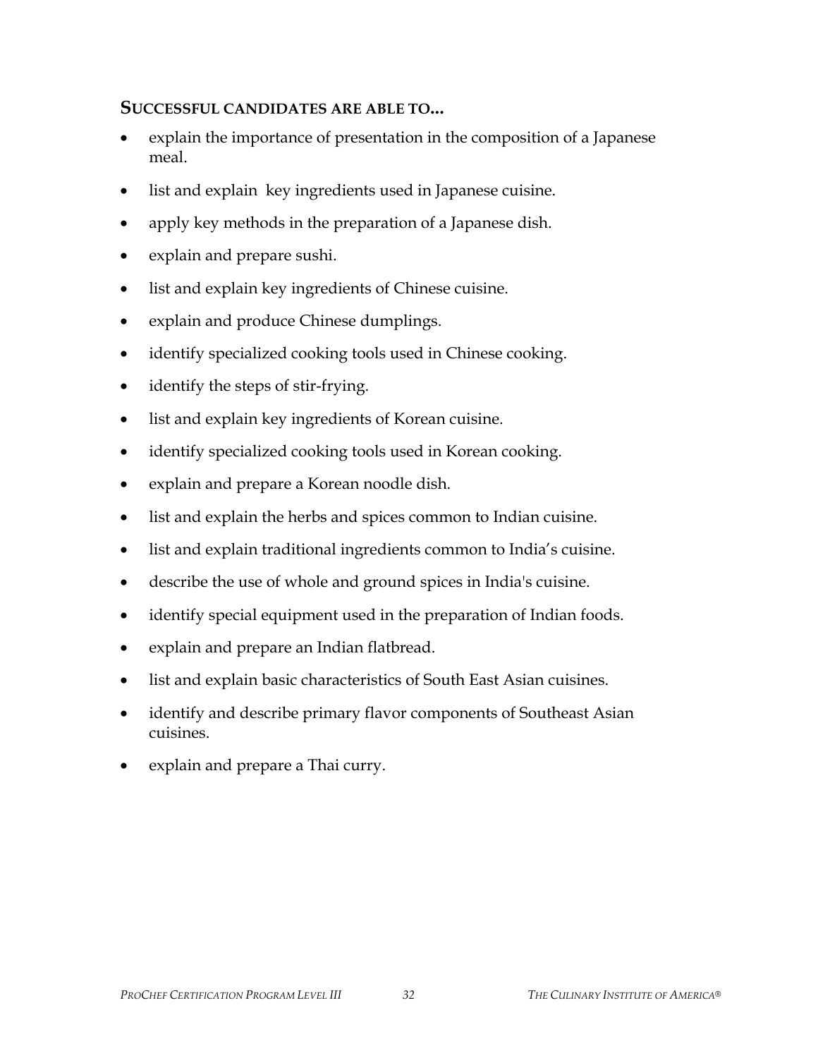### SUCCESSFUL CANDIDATES ARE ABLE TO...

- explain the importance of presentation in the composition of a Japanese meal.
- list and explain key ingredients used in Japanese cuisine.
- apply key methods in the preparation of a Japanese dish.
- explain and prepare sushi.
- list and explain key ingredients of Chinese cuisine.
- explain and produce Chinese dumplings.
- identify specialized cooking tools used in Chinese cooking.
- identify the steps of stir-frying.
- list and explain key ingredients of Korean cuisine.
- identify specialized cooking tools used in Korean cooking.
- explain and prepare a Korean noodle dish.
- list and explain the herbs and spices common to Indian cuisine.
- list and explain traditional ingredients common to India's cuisine.
- describe the use of whole and ground spices in India's cuisine.
- identify special equipment used in the preparation of Indian foods.
- explain and prepare an Indian flatbread.
- list and explain basic characteristics of South East Asian cuisines.
- identify and describe primary flavor components of Southeast Asian cuisines.
- explain and prepare a Thai curry.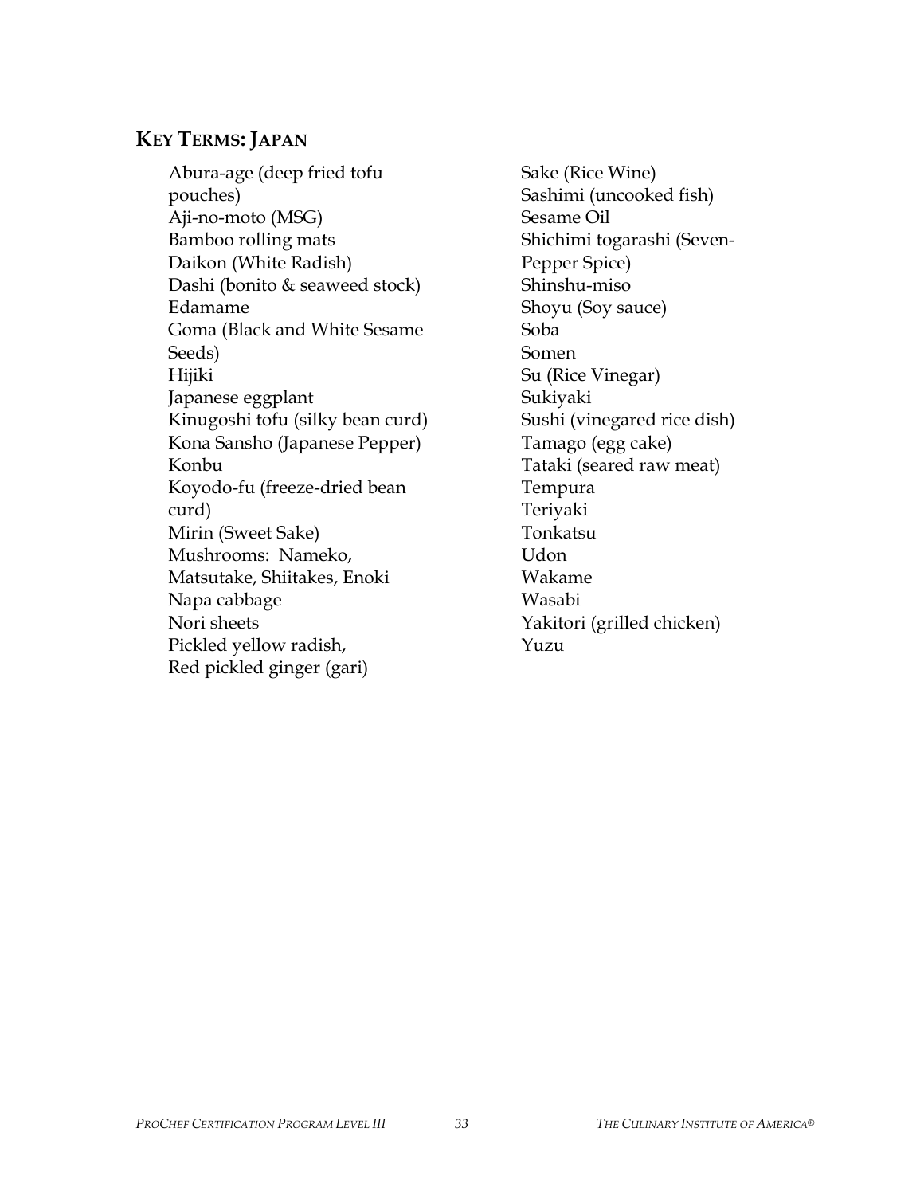## KEY TERMS: JAPAN

- Abura-age (deep fried tofu pouches)
- Aji-no-moto (MSG)
- Bamboo rolling mats
- Daikon (White Radish)
- Dashi (bonito & seaweed stock)
- Edamame
- Goma (Black and White Sesame Seeds)
- Hijiki
- Japanese eggplant
- Kinugoshi tofu (silky bean curd)
- Kona Sansho (Japanese Pepper)
- Konbu
- Koyodo-fu (freeze-dried bean curd)
- Mirin (Sweet Sake)
- Mushrooms: Nameko, Matsutake, Shiitakes, Enoki
- Napa cabbage
- Nori sheets
- Pickled yellow radish,
- Red pickled ginger (gari)
- Sake (Rice Wine)
- Sashimi (uncooked fish)
- Sesame Oil
- Shichimi togarashi (Seven-Pepper Spice)
- Shinshu-miso
- Shoyu (Soy sauce)
- Soba
- Somen
- Su (Rice Vinegar)
- Sukiyaki
- Sushi (vinegared rice dish)
- Tamago (egg cake)
- Tataki (seared raw meat)
- Tempura
- Teriyaki
- Tonkatsu
- Udon
- Wakame
- Wasabi
- Yakitori (grilled chicken)
- Yuzu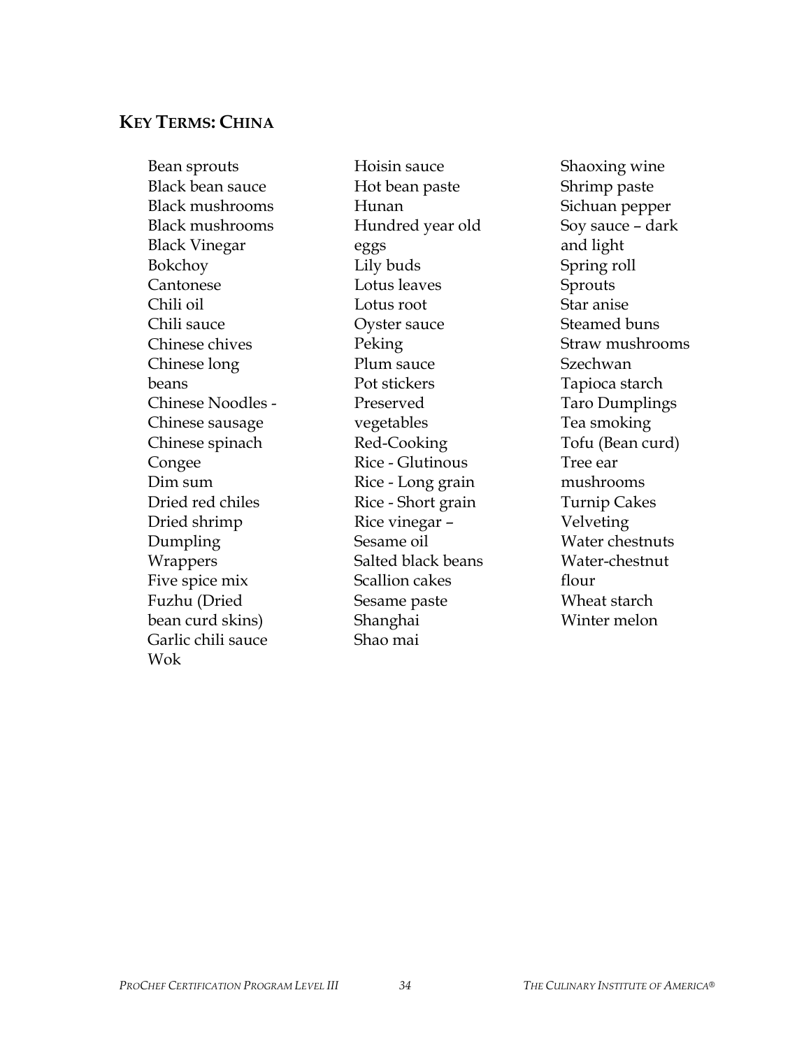## KEY TERMS: CHINA

- Bean sprouts
- Black bean sauce
- Black mushrooms
- Black mushrooms
- Black Vinegar
- Bokchoy
- Cantonese
- Chili oil
- Chili sauce
- Chinese chives
- Chinese long beans
- Chinese Noodles -
- Chinese sausage
- Chinese spinach
- Congee
- Dim sum
- Dried red chiles
- Dried shrimp
- Dumpling Wrappers
- Five spice mix
- Fuzhu (Dried bean curd skins)
- Garlic chili sauce
- Wok
- Hoisin sauce
- Hot bean paste
- Hunan
- Hundred year old eggs
- Lily buds
- Lotus leaves
- Lotus root
- Oyster sauce
- Peking
- Plum sauce
- Pot stickers
- Preserved vegetables
- Red-Cooking
- Rice - Glutinous
- Rice - Long grain
- Rice - Short grain
- Rice vinegar –
- Sesame oil
- Salted black beans
- Scallion cakes
- Sesame paste
- Shanghai
- Shao mai
- Shaoxing wine
- Shrimp paste
- Sichuan pepper
- Soy sauce – dark and light
- Spring roll
- Sprouts
- Star anise
- Steamed buns
- Straw mushrooms
- Szechwan
- Tapioca starch
- Taro Dumplings
- Tea smoking
- Tofu (Bean curd)
- Tree ear mushrooms
- Turnip Cakes
- Velveting
- Water chestnuts
- Water-chestnut flour
- Wheat starch
- Winter melon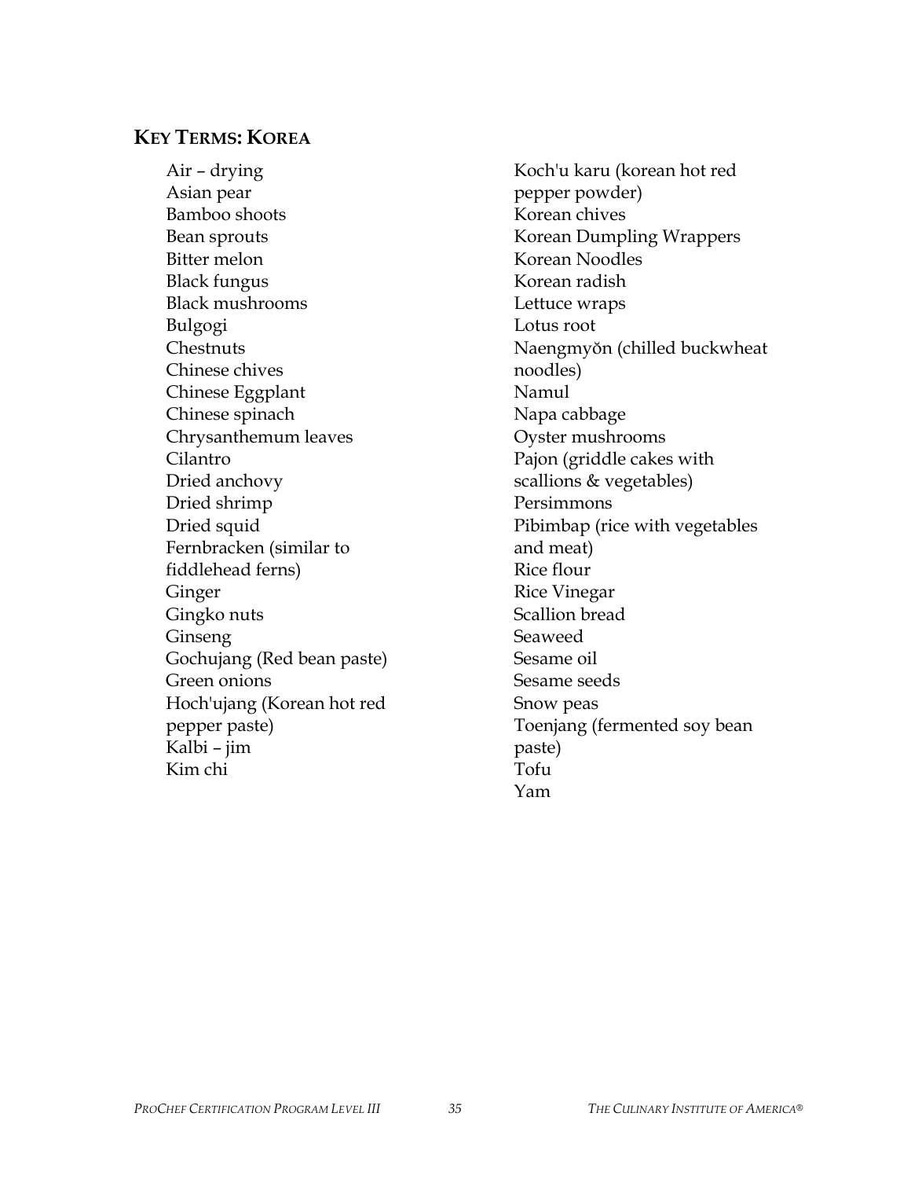## KEY TERMS: KOREA

- Air – drying
- Asian pear
- Bamboo shoots
- Bean sprouts
- Bitter melon
- Black fungus
- Black mushrooms
- Bulgogi
- Chestnuts
- Chinese chives
- Chinese Eggplant
- Chinese spinach
- Chrysanthemum leaves
- Cilantro
- Dried anchovy
- Dried shrimp
- Dried squid
- Fernbracken (similar to fiddlehead ferns)
- Ginger
- Gingko nuts
- Ginseng
- Gochujang (Red bean paste)
- Green onions
- Hoch'ujang (Korean hot red pepper paste)
- Kalbi – jim
- Kim chi
- Koch'u karu (korean hot red pepper powder)
- Korean chives
- Korean Dumpling Wrappers
- Korean Noodles
- Korean radish
- Lettuce wraps
- Lotus root
- Naengmyŏn (chilled buckwheat noodles)
- Namul
- Napa cabbage
- Oyster mushrooms
- Pajon (griddle cakes with scallions & vegetables)
- Persimmons
- Pibimbap (rice with vegetables and meat)
- Rice flour
- Rice Vinegar
- Scallion bread
- Seaweed
- Sesame oil
- Sesame seeds
- Snow peas
- Toenjang (fermented soy bean paste)
- Tofu
- Yam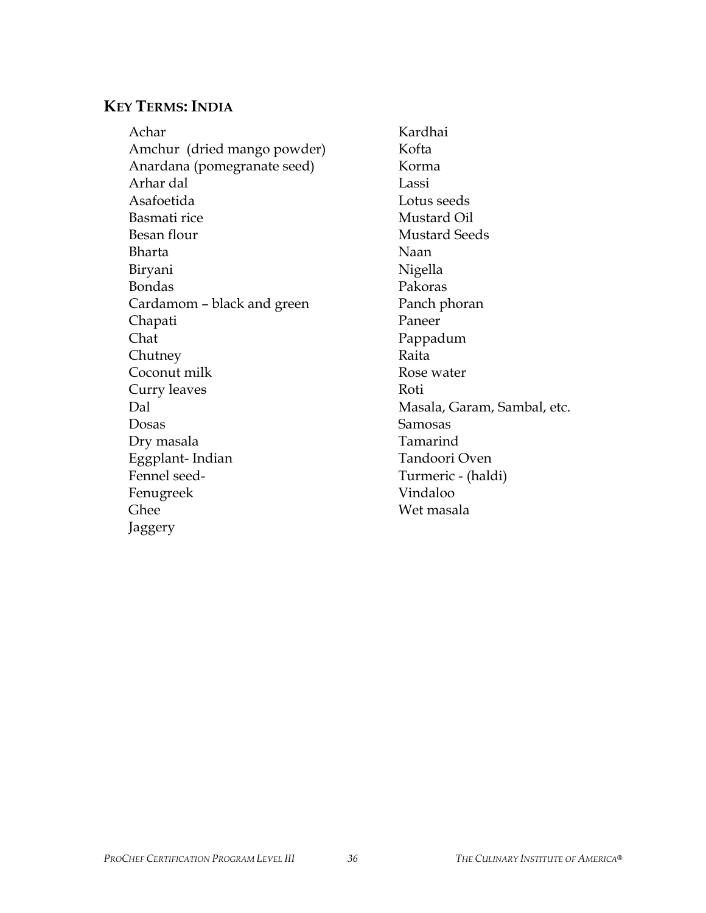## KEY TERMS: INDIA

- Achar
- Amchur (dried mango powder)
- Anardana (pomegranate seed)
- Arhar dal
- Asafoetida
- Basmati rice
- Besan flour
- Bharta
- Biryani
- Bondas
- Cardamom – black and green
- Chapati
- Chat
- Chutney
- Coconut milk
- Curry leaves
- Dal
- Dosas
- Dry masala
- Eggplant- Indian
- Fennel seed-
- Fenugreek
- Ghee
- Jaggery
- Kardhai
- Kofta
- Korma
- Lassi
- Lotus seeds
- Mustard Oil
- Mustard Seeds
- Naan
- Nigella
- Pakoras
- Panch phoran
- Paneer
- Pappadum
- Raita
- Rose water
- Roti
- Masala, Garam, Sambal, etc.
- Samosas
- Tamarind
- Tandoori Oven
- Turmeric - (haldi)
- Vindaloo
- Wet masala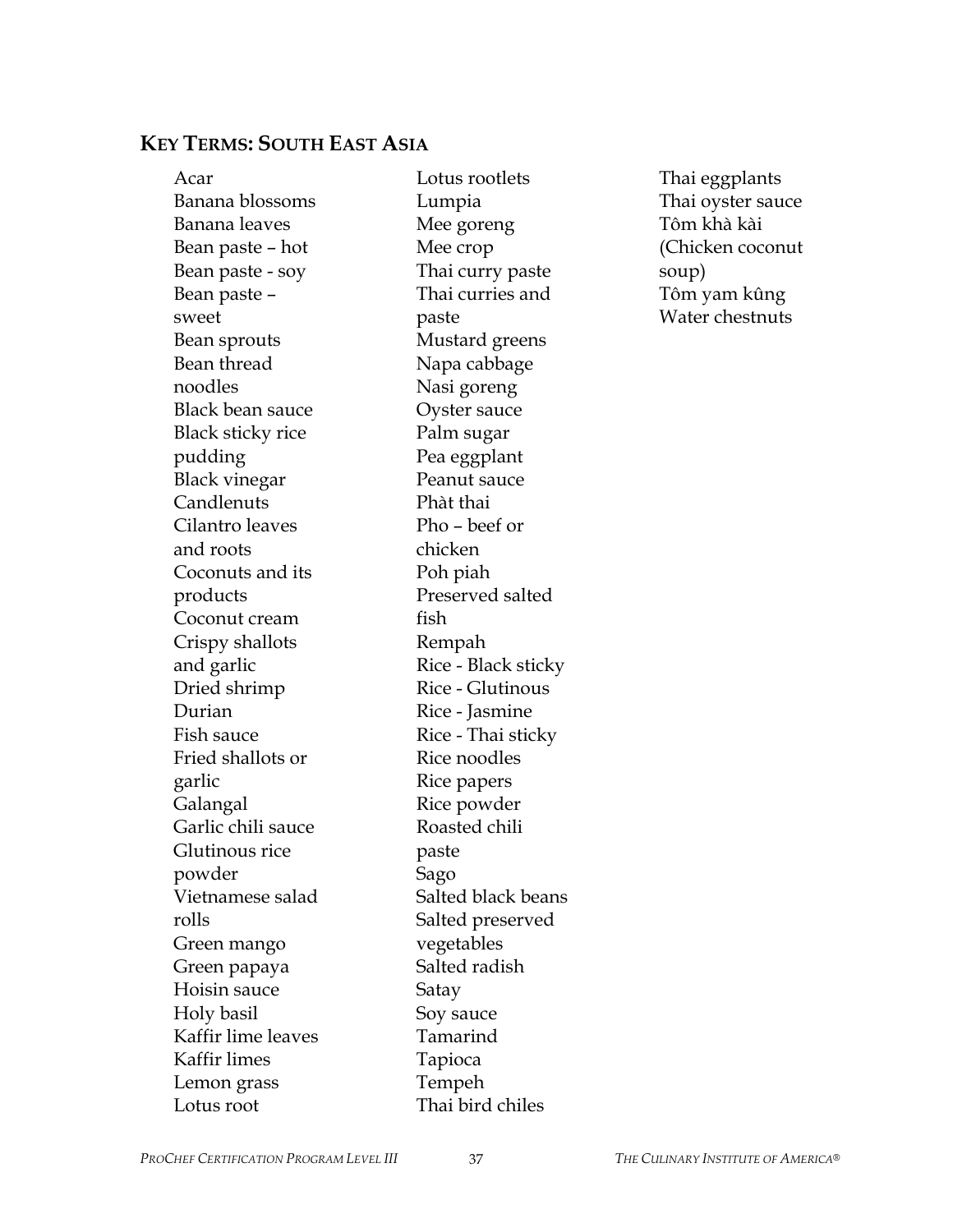## KEY TERMS: SOUTH EAST ASIA

- Acar
- Banana blossoms
- Banana leaves
- Bean paste – hot
- Bean paste - soy
- Bean paste – sweet
- Bean sprouts
- Bean thread noodles
- Black bean sauce
- Black sticky rice pudding
- Black vinegar
- Candlenuts
- Cilantro leaves and roots
- Coconuts and its products
- Coconut cream
- Crispy shallots and garlic
- Dried shrimp
- Durian
- Fish sauce
- Fried shallots or garlic
- Galangal
- Garlic chili sauce
- Glutinous rice powder
- Vietnamese salad rolls
- Green mango
- Green papaya
- Hoisin sauce
- Holy basil
- Kaffir lime leaves
- Kaffir limes
- Lemon grass
- Lotus root
- Lotus rootlets
- Lumpia
- Mee goreng
- Mee crop
- Thai curry paste
- Thai curries and paste
- Mustard greens
- Napa cabbage
- Nasi goreng
- Oyster sauce
- Palm sugar
- Pea eggplant
- Peanut sauce
- Phàt thai
- Pho – beef or chicken
- Poh piah
- Preserved salted fish
- Rempah
- Rice - Black sticky
- Rice - Glutinous
- Rice - Jasmine
- Rice - Thai sticky
- Rice noodles
- Rice papers
- Rice powder
- Roasted chili paste
- Sago
- Salted black beans
- Salted preserved vegetables
- Salted radish
- Satay
- Soy sauce
- Tamarind
- Tapioca
- Tempeh
- Thai bird chiles
- Thai eggplants
- Thai oyster sauce
- Tôm khà kài (Chicken coconut soup)
- Tôm yam kûng
- Water chestnuts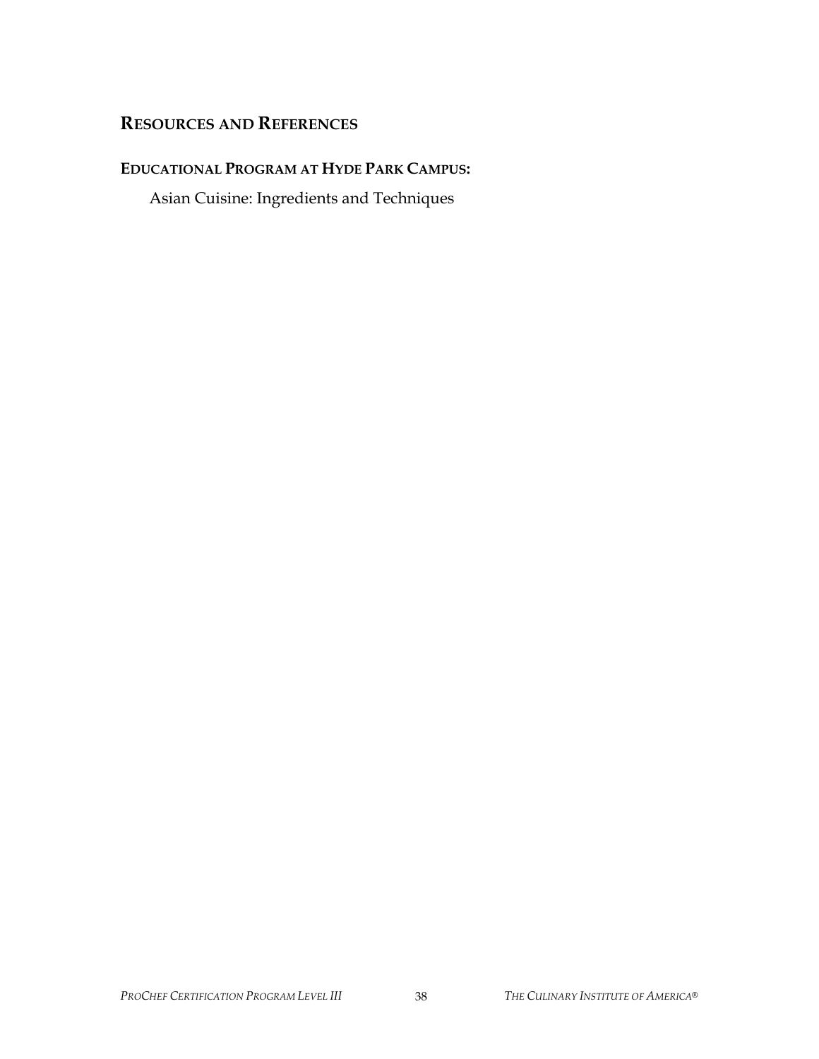## RESOURCES AND REFERENCES

### EDUCATIONAL PROGRAM AT HYDE PARK CAMPUS:

Asian Cuisine: Ingredients and Techniques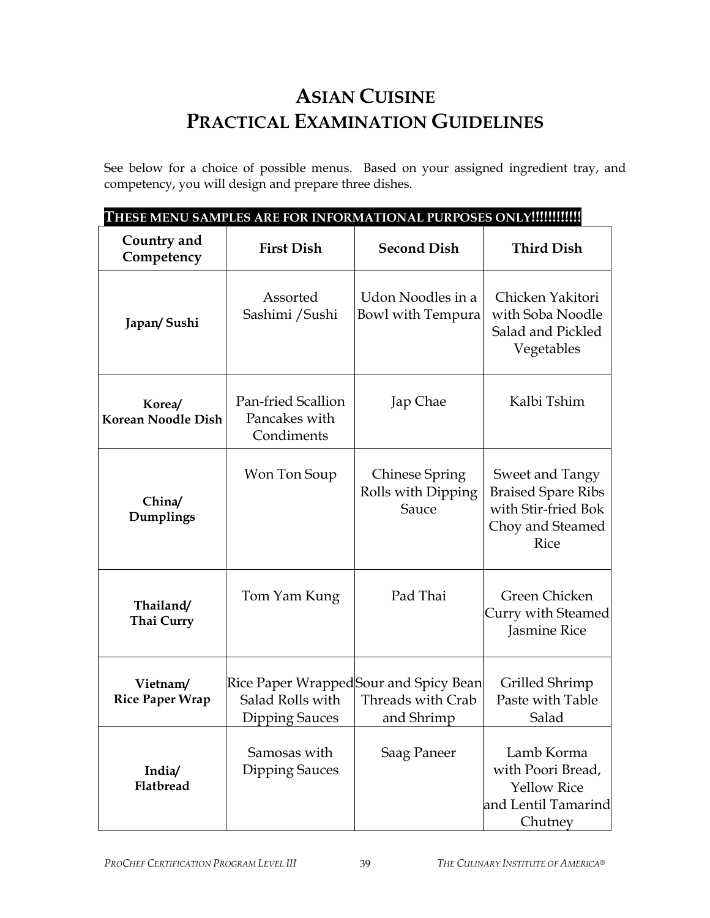# Asian Cuisine
# Practical Examination Guidelines

See below for a choice of possible menus. Based on your assigned ingredient tray, and competency, you will design and prepare three dishes.

**THESE MENU SAMPLES ARE FOR INFORMATIONAL PURPOSES ONLY!!!!!!!!!!!**

| Country and Competency | First Dish | Second Dish | Third Dish |
|---|---|---|---|
| **Japan/ Sushi** | Assorted Sashimi /Sushi | Udon Noodles in a Bowl with Tempura | Chicken Yakitori with Soba Noodle Salad and Pickled Vegetables |
| **Korea/ Korean Noodle Dish** | Pan-fried Scallion Pancakes with Condiments | Jap Chae | Kalbi Tshim |
| **China/ Dumplings** | Won Ton Soup | Chinese Spring Rolls with Dipping Sauce | Sweet and Tangy Braised Spare Ribs with Stir-fried Bok Choy and Steamed Rice |
| **Thailand/ Thai Curry** | Tom Yam Kung | Pad Thai | Green Chicken Curry with Steamed Jasmine Rice |
| **Vietnam/ Rice Paper Wrap** | Rice Paper Wrapped Salad Rolls with Dipping Sauces | Sour and Spicy Bean Threads with Crab and Shrimp | Grilled Shrimp Paste with Table Salad |
| **India/ Flatbread** | Samosas with Dipping Sauces | Saag Paneer | Lamb Korma with Poori Bread, Yellow Rice and Lentil Tamarind Chutney |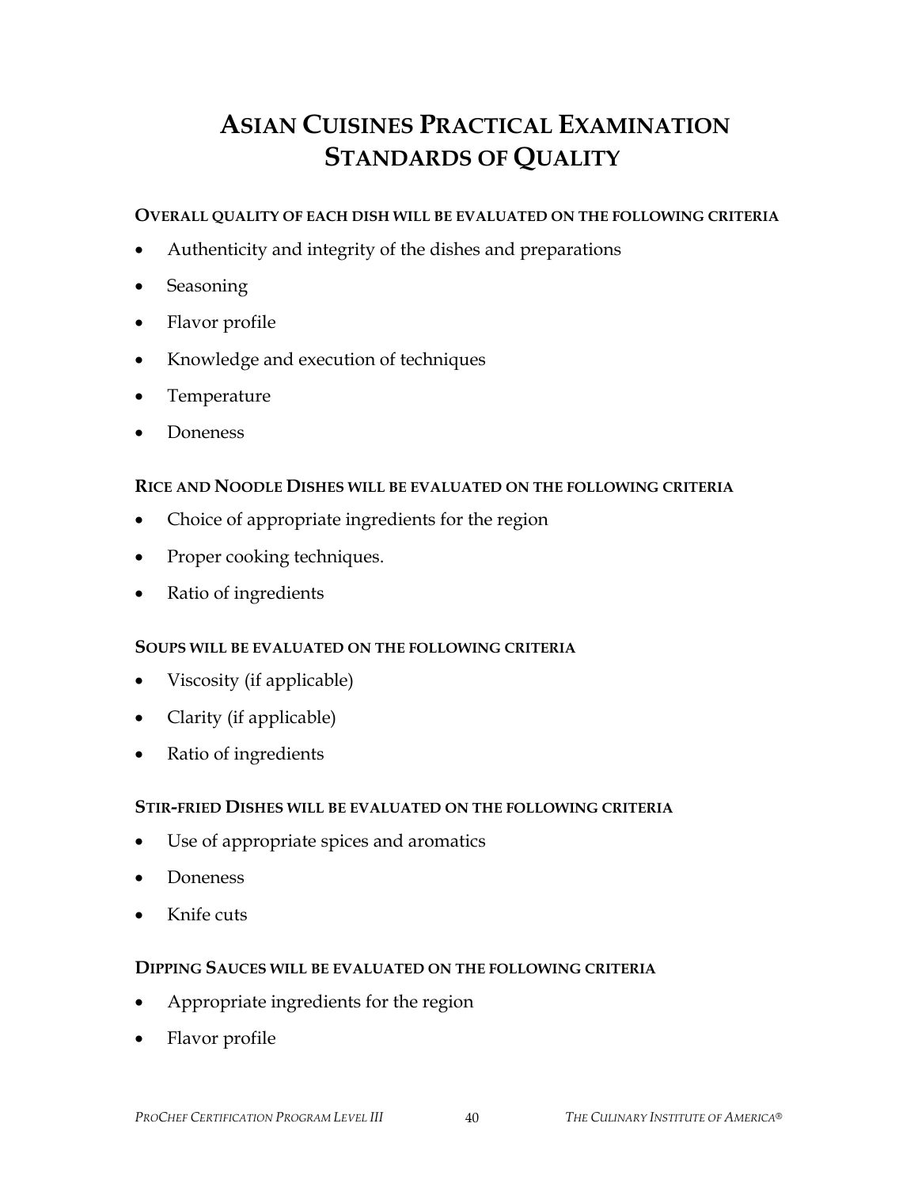# ASIAN CUISINES PRACTICAL EXAMINATION STANDARDS OF QUALITY

**OVERALL QUALITY OF EACH DISH WILL BE EVALUATED ON THE FOLLOWING CRITERIA**

- Authenticity and integrity of the dishes and preparations
- Seasoning
- Flavor profile
- Knowledge and execution of techniques
- Temperature
- Doneness

**RICE AND NOODLE DISHES WILL BE EVALUATED ON THE FOLLOWING CRITERIA**

- Choice of appropriate ingredients for the region
- Proper cooking techniques.
- Ratio of ingredients

**SOUPS WILL BE EVALUATED ON THE FOLLOWING CRITERIA**

- Viscosity (if applicable)
- Clarity (if applicable)
- Ratio of ingredients

**STIR-FRIED DISHES WILL BE EVALUATED ON THE FOLLOWING CRITERIA**

- Use of appropriate spices and aromatics
- Doneness
- Knife cuts

**DIPPING SAUCES WILL BE EVALUATED ON THE FOLLOWING CRITERIA**

- Appropriate ingredients for the region
- Flavor profile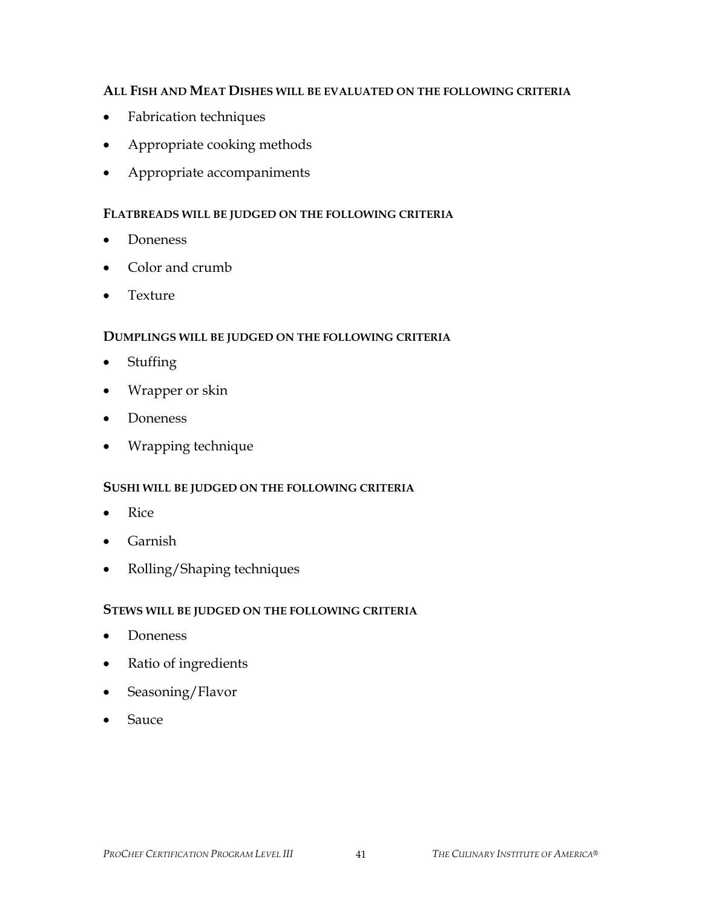**ALL FISH AND MEAT DISHES WILL BE EVALUATED ON THE FOLLOWING CRITERIA**

- Fabrication techniques
- Appropriate cooking methods
- Appropriate accompaniments

**FLATBREADS WILL BE JUDGED ON THE FOLLOWING CRITERIA**

- Doneness
- Color and crumb
- Texture

**DUMPLINGS WILL BE JUDGED ON THE FOLLOWING CRITERIA**

- Stuffing
- Wrapper or skin
- Doneness
- Wrapping technique

**SUSHI WILL BE JUDGED ON THE FOLLOWING CRITERIA**

- Rice
- Garnish
- Rolling/Shaping techniques

**STEWS WILL BE JUDGED ON THE FOLLOWING CRITERIA**

- Doneness
- Ratio of ingredients
- Seasoning/Flavor
- Sauce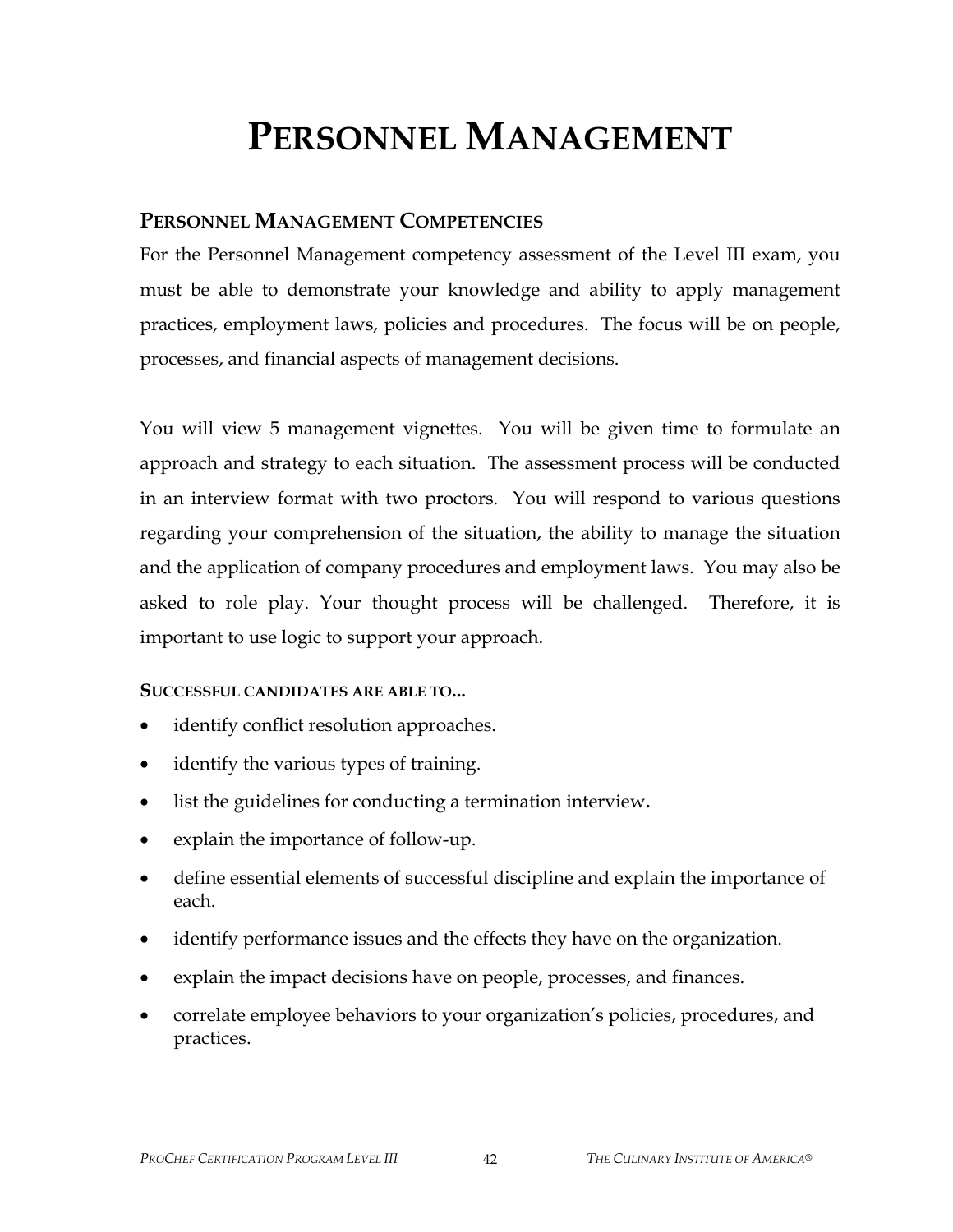# PERSONNEL MANAGEMENT

## PERSONNEL MANAGEMENT COMPETENCIES

For the Personnel Management competency assessment of the Level III exam, you must be able to demonstrate your knowledge and ability to apply management practices, employment laws, policies and procedures. The focus will be on people, processes, and financial aspects of management decisions.

You will view 5 management vignettes. You will be given time to formulate an approach and strategy to each situation. The assessment process will be conducted in an interview format with two proctors. You will respond to various questions regarding your comprehension of the situation, the ability to manage the situation and the application of company procedures and employment laws. You may also be asked to role play. Your thought process will be challenged. Therefore, it is important to use logic to support your approach.

#### SUCCESSFUL CANDIDATES ARE ABLE TO...

- identify conflict resolution approaches.
- identify the various types of training.
- list the guidelines for conducting a termination interview.
- explain the importance of follow-up.
- define essential elements of successful discipline and explain the importance of each.
- identify performance issues and the effects they have on the organization.
- explain the impact decisions have on people, processes, and finances.
- correlate employee behaviors to your organization's policies, procedures, and practices.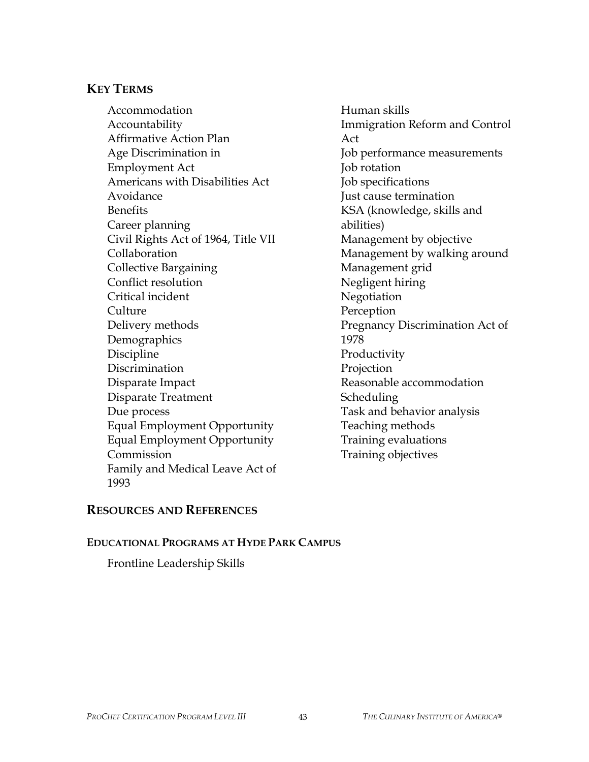## KEY TERMS

- Accommodation
- Accountability
- Affirmative Action Plan
- Age Discrimination in Employment Act
- Americans with Disabilities Act
- Avoidance
- Benefits
- Career planning
- Civil Rights Act of 1964, Title VII
- Collaboration
- Collective Bargaining
- Conflict resolution
- Critical incident
- Culture
- Delivery methods
- Demographics
- Discipline
- Discrimination
- Disparate Impact
- Disparate Treatment
- Due process
- Equal Employment Opportunity
- Equal Employment Opportunity Commission
- Family and Medical Leave Act of 1993
- Human skills
- Immigration Reform and Control Act
- Job performance measurements
- Job rotation
- Job specifications
- Just cause termination
- KSA (knowledge, skills and abilities)
- Management by objective
- Management by walking around
- Management grid
- Negligent hiring
- Negotiation
- Perception
- Pregnancy Discrimination Act of 1978
- Productivity
- Projection
- Reasonable accommodation
- Scheduling
- Task and behavior analysis
- Teaching methods
- Training evaluations
- Training objectives

## RESOURCES AND REFERENCES

### EDUCATIONAL PROGRAMS AT HYDE PARK CAMPUS

Frontline Leadership Skills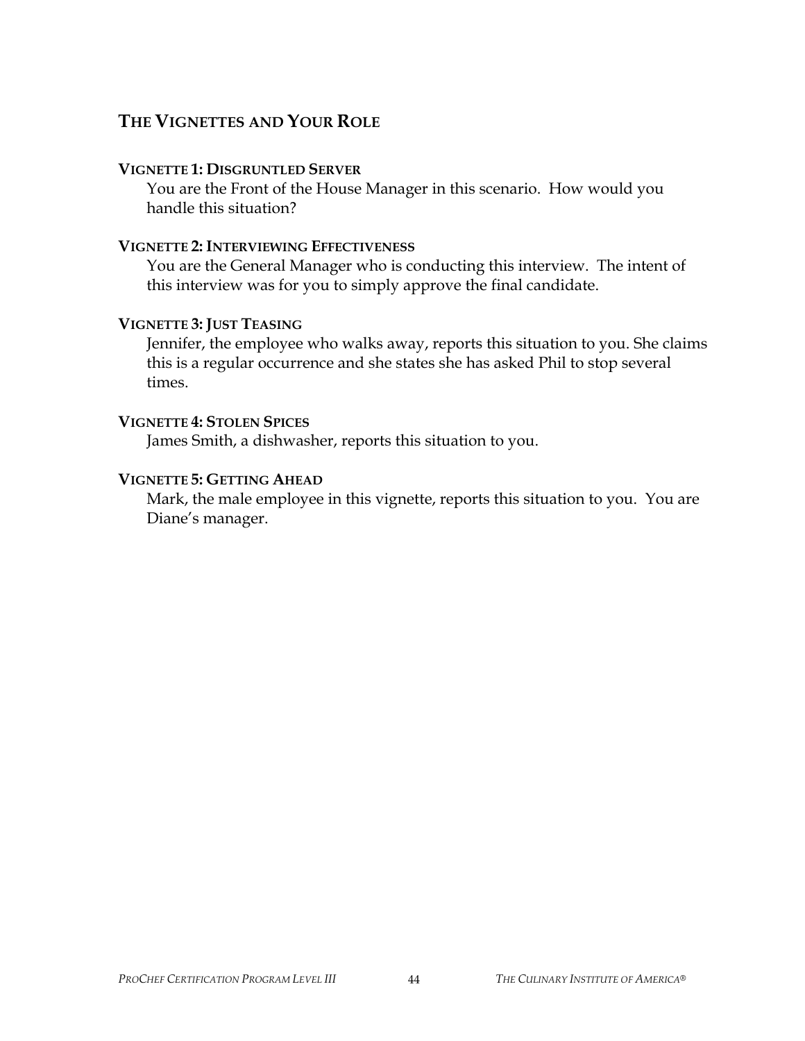## THE VIGNETTES AND YOUR ROLE

### VIGNETTE 1: DISGRUNTLED SERVER

You are the Front of the House Manager in this scenario. How would you handle this situation?

### VIGNETTE 2: INTERVIEWING EFFECTIVENESS

You are the General Manager who is conducting this interview. The intent of this interview was for you to simply approve the final candidate.

### VIGNETTE 3: JUST TEASING

Jennifer, the employee who walks away, reports this situation to you. She claims this is a regular occurrence and she states she has asked Phil to stop several times.

### VIGNETTE 4: STOLEN SPICES

James Smith, a dishwasher, reports this situation to you.

### VIGNETTE 5: GETTING AHEAD

Mark, the male employee in this vignette, reports this situation to you. You are Diane's manager.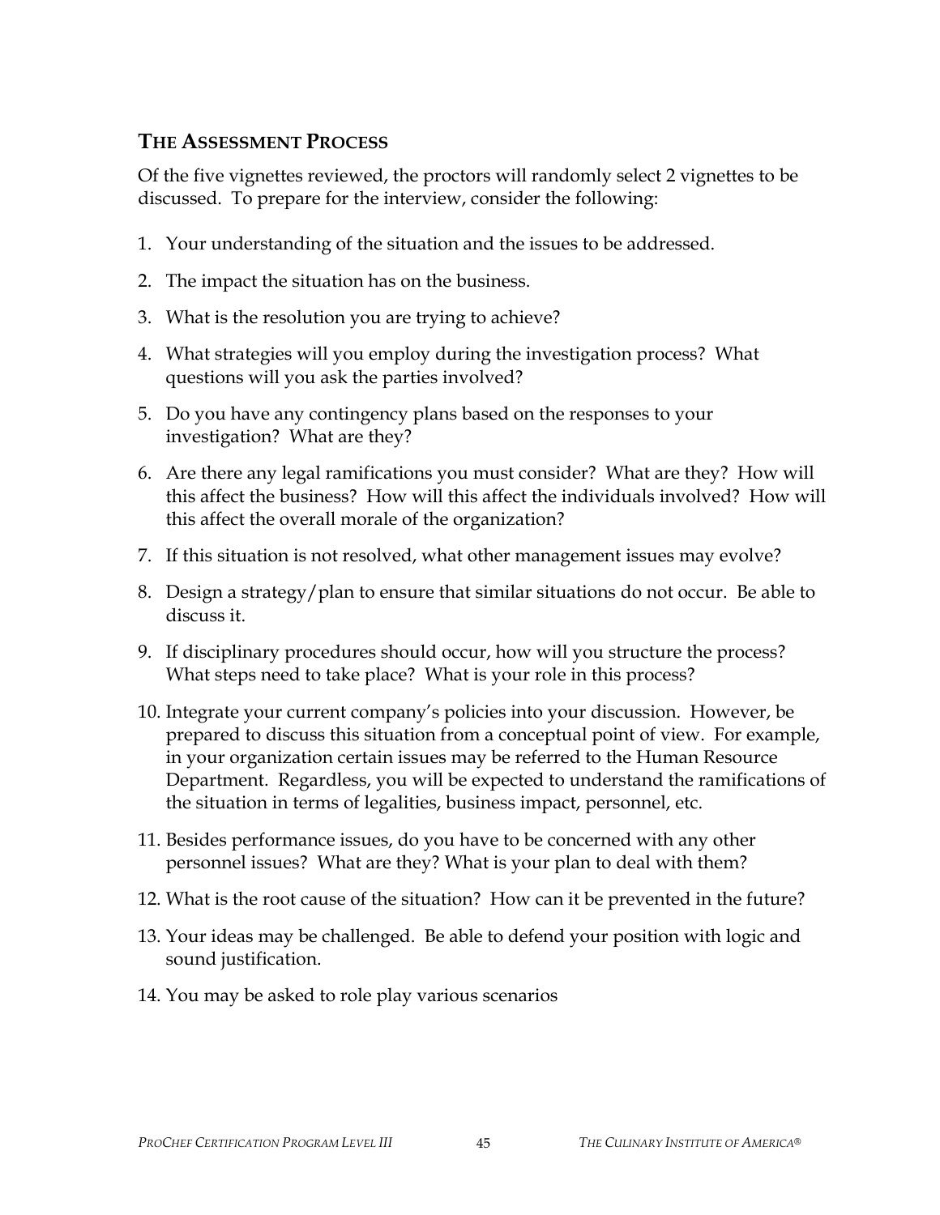## THE ASSESSMENT PROCESS

Of the five vignettes reviewed, the proctors will randomly select 2 vignettes to be discussed. To prepare for the interview, consider the following:

1. Your understanding of the situation and the issues to be addressed.
2. The impact the situation has on the business.
3. What is the resolution you are trying to achieve?
4. What strategies will you employ during the investigation process? What questions will you ask the parties involved?
5. Do you have any contingency plans based on the responses to your investigation? What are they?
6. Are there any legal ramifications you must consider? What are they? How will this affect the business? How will this affect the individuals involved? How will this affect the overall morale of the organization?
7. If this situation is not resolved, what other management issues may evolve?
8. Design a strategy/plan to ensure that similar situations do not occur. Be able to discuss it.
9. If disciplinary procedures should occur, how will you structure the process? What steps need to take place? What is your role in this process?
10. Integrate your current company's policies into your discussion. However, be prepared to discuss this situation from a conceptual point of view. For example, in your organization certain issues may be referred to the Human Resource Department. Regardless, you will be expected to understand the ramifications of the situation in terms of legalities, business impact, personnel, etc.
11. Besides performance issues, do you have to be concerned with any other personnel issues? What are they? What is your plan to deal with them?
12. What is the root cause of the situation? How can it be prevented in the future?
13. Your ideas may be challenged. Be able to defend your position with logic and sound justification.
14. You may be asked to role play various scenarios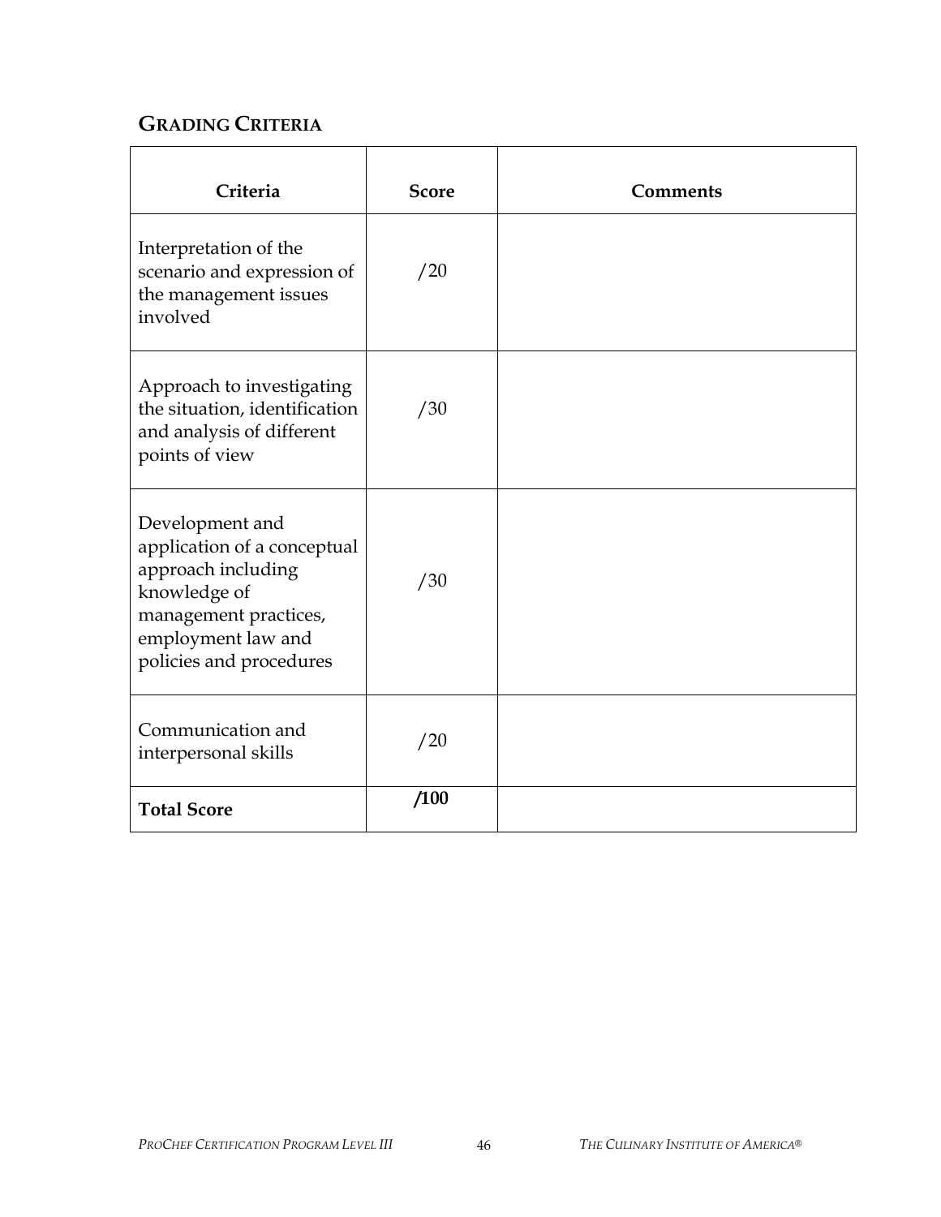## GRADING CRITERIA

| Criteria | Score | Comments |
|---|---|---|
| Interpretation of the scenario and expression of the management issues involved | /20 | |
| Approach to investigating the situation, identification and analysis of different points of view | /30 | |
| Development and application of a conceptual approach including knowledge of management practices, employment law and policies and procedures | /30 | |
| Communication and interpersonal skills | /20 | |
| **Total Score** | **/100** | |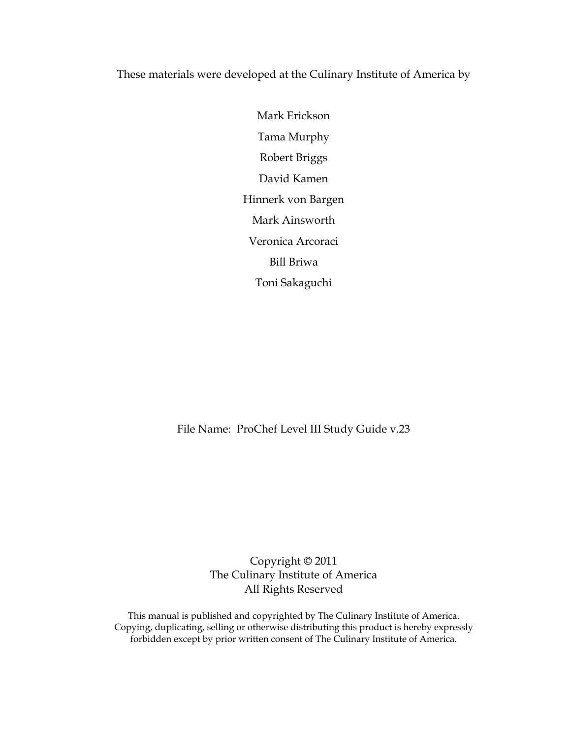These materials were developed at the Culinary Institute of America by

Mark Erickson

Tama Murphy

Robert Briggs

David Kamen

Hinnerk von Bargen

Mark Ainsworth

Veronica Arcoraci

Bill Briwa

Toni Sakaguchi

File Name: ProChef Level III Study Guide v.23

Copyright © 2011
The Culinary Institute of America
All Rights Reserved

This manual is published and copyrighted by The Culinary Institute of America. Copying, duplicating, selling or otherwise distributing this product is hereby expressly forbidden except by prior written consent of The Culinary Institute of America.